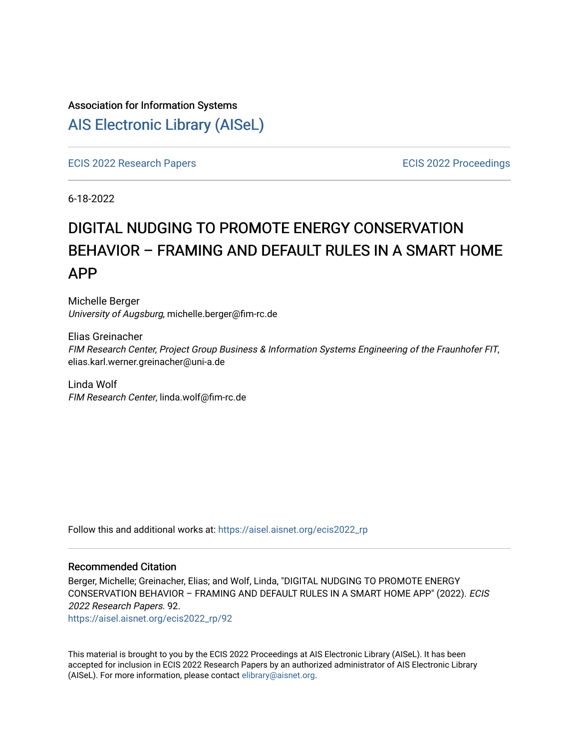Association for Information Systems

[AIS Electronic Library (AISeL)](https://aisel.aisnet.org)

[ECIS 2022 Research Papers](https://aisel.aisnet.org/ecis2022_rp) | [ECIS 2022 Proceedings](https://aisel.aisnet.org/ecis2022)

6-18-2022

# DIGITAL NUDGING TO PROMOTE ENERGY CONSERVATION BEHAVIOR – FRAMING AND DEFAULT RULES IN A SMART HOME APP

Michelle Berger
*University of Augsburg*, michelle.berger@fim-rc.de

Elias Greinacher
*FIM Research Center, Project Group Business & Information Systems Engineering of the Fraunhofer FIT*, elias.karl.werner.greinacher@uni-a.de

Linda Wolf
*FIM Research Center*, linda.wolf@fim-rc.de

Follow this and additional works at: https://aisel.aisnet.org/ecis2022_rp

## Recommended Citation

Berger, Michelle; Greinacher, Elias; and Wolf, Linda, "DIGITAL NUDGING TO PROMOTE ENERGY CONSERVATION BEHAVIOR – FRAMING AND DEFAULT RULES IN A SMART HOME APP" (2022). *ECIS 2022 Research Papers*. 92.
https://aisel.aisnet.org/ecis2022_rp/92

This material is brought to you by the ECIS 2022 Proceedings at AIS Electronic Library (AISeL). It has been accepted for inclusion in ECIS 2022 Research Papers by an authorized administrator of AIS Electronic Library (AISeL). For more information, please contact elibrary@aisnet.org.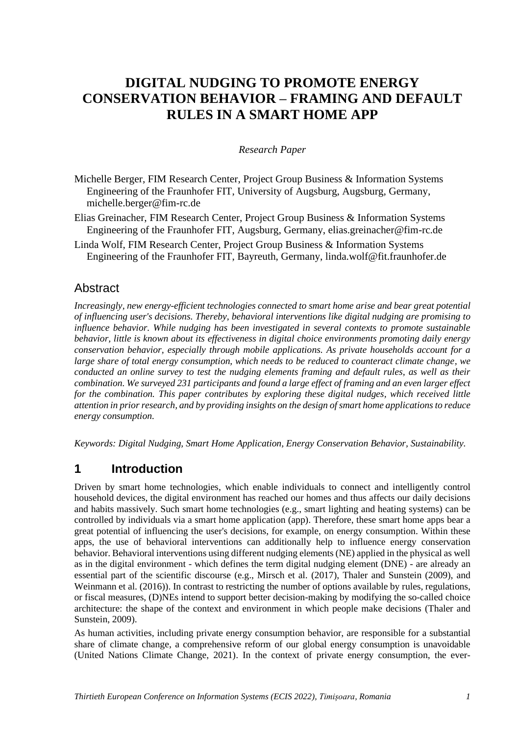# DIGITAL NUDGING TO PROMOTE ENERGY CONSERVATION BEHAVIOR – FRAMING AND DEFAULT RULES IN A SMART HOME APP

*Research Paper*

Michelle Berger, FIM Research Center, Project Group Business & Information Systems Engineering of the Fraunhofer FIT, University of Augsburg, Augsburg, Germany, michelle.berger@fim-rc.de

Elias Greinacher, FIM Research Center, Project Group Business & Information Systems Engineering of the Fraunhofer FIT, Augsburg, Germany, elias.greinacher@fim-rc.de

Linda Wolf, FIM Research Center, Project Group Business & Information Systems Engineering of the Fraunhofer FIT, Bayreuth, Germany, linda.wolf@fit.fraunhofer.de

## Abstract

*Increasingly, new energy-efficient technologies connected to smart home arise and bear great potential of influencing user's decisions. Thereby, behavioral interventions like digital nudging are promising to influence behavior. While nudging has been investigated in several contexts to promote sustainable behavior, little is known about its effectiveness in digital choice environments promoting daily energy conservation behavior, especially through mobile applications. As private households account for a large share of total energy consumption, which needs to be reduced to counteract climate change, we conducted an online survey to test the nudging elements framing and default rules, as well as their combination. We surveyed 231 participants and found a large effect of framing and an even larger effect for the combination. This paper contributes by exploring these digital nudges, which received little attention in prior research, and by providing insights on the design of smart home applications to reduce energy consumption.*

*Keywords: Digital Nudging, Smart Home Application, Energy Conservation Behavior, Sustainability.*

## 1 Introduction

Driven by smart home technologies, which enable individuals to connect and intelligently control household devices, the digital environment has reached our homes and thus affects our daily decisions and habits massively. Such smart home technologies (e.g., smart lighting and heating systems) can be controlled by individuals via a smart home application (app). Therefore, these smart home apps bear a great potential of influencing the user's decisions, for example, on energy consumption. Within these apps, the use of behavioral interventions can additionally help to influence energy conservation behavior. Behavioral interventions using different nudging elements (NE) applied in the physical as well as in the digital environment - which defines the term digital nudging element (DNE) - are already an essential part of the scientific discourse (e.g., Mirsch et al. (2017), Thaler and Sunstein (2009), and Weinmann et al. (2016)). In contrast to restricting the number of options available by rules, regulations, or fiscal measures, (D)NEs intend to support better decision-making by modifying the so-called choice architecture: the shape of the context and environment in which people make decisions (Thaler and Sunstein, 2009).

As human activities, including private energy consumption behavior, are responsible for a substantial share of climate change, a comprehensive reform of our global energy consumption is unavoidable (United Nations Climate Change, 2021). In the context of private energy consumption, the ever-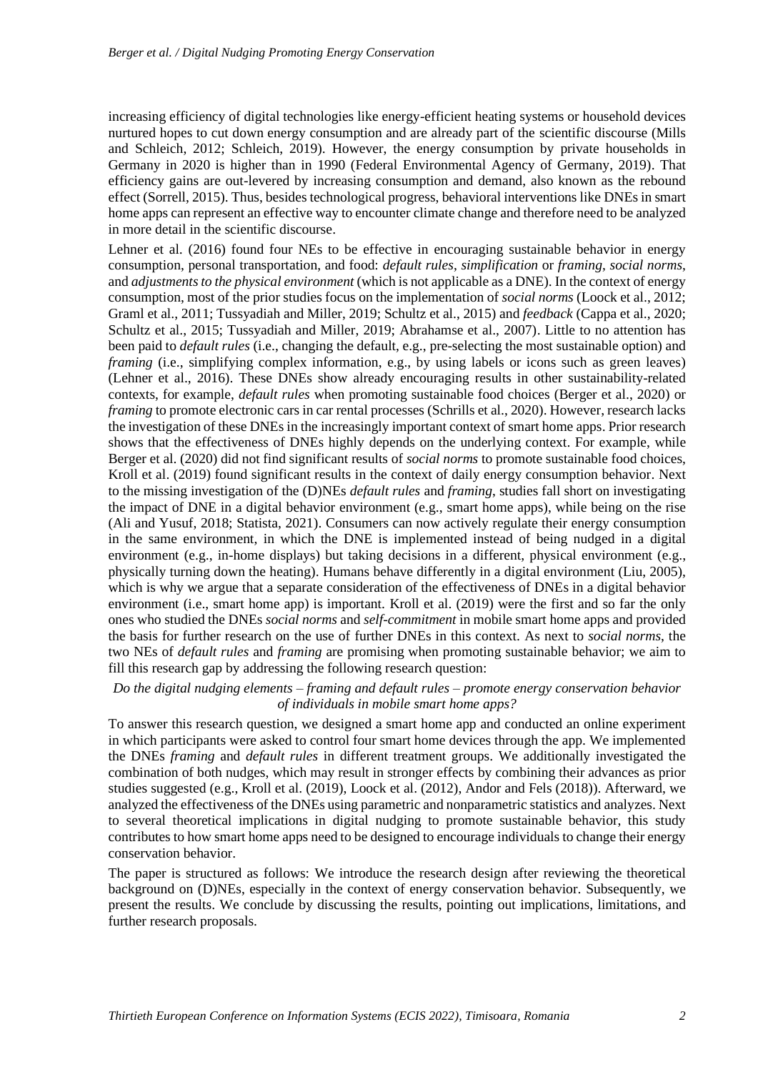increasing efficiency of digital technologies like energy-efficient heating systems or household devices nurtured hopes to cut down energy consumption and are already part of the scientific discourse (Mills and Schleich, 2012; Schleich, 2019). However, the energy consumption by private households in Germany in 2020 is higher than in 1990 (Federal Environmental Agency of Germany, 2019). That efficiency gains are out-levered by increasing consumption and demand, also known as the rebound effect (Sorrell, 2015). Thus, besides technological progress, behavioral interventions like DNEs in smart home apps can represent an effective way to encounter climate change and therefore need to be analyzed in more detail in the scientific discourse.

Lehner et al. (2016) found four NEs to be effective in encouraging sustainable behavior in energy consumption, personal transportation, and food: *default rules*, *simplification* or *framing*, *social norms*, and *adjustments to the physical environment* (which is not applicable as a DNE). In the context of energy consumption, most of the prior studies focus on the implementation of *social norms* (Loock et al., 2012; Graml et al., 2011; Tussyadiah and Miller, 2019; Schultz et al., 2015) and *feedback* (Cappa et al., 2020; Schultz et al., 2015, Tussyadiah and Miller, 2019; Abrahamse et al., 2007). Little to no attention has been paid to *default rules* (i.e., changing the default, e.g., pre-selecting the most sustainable option) and *framing* (i.e., simplifying complex information, e.g., by using labels or icons such as green leaves) (Lehner et al., 2016). These DNEs show already encouraging results in other sustainability-related contexts, for example, *default rules* when promoting sustainable food choices (Berger et al., 2020) or *framing* to promote electronic cars in car rental processes (Schrills et al., 2020). However, research lacks the investigation of these DNEs in the increasingly important context of smart home apps. Prior research shows that the effectiveness of DNEs highly depends on the underlying context. For example, while Berger et al. (2020) did not find significant results of *social norms* to promote sustainable food choices, Kroll et al. (2019) found significant results in the context of daily energy consumption behavior. Next to the missing investigation of the (D)NEs *default rules* and *framing*, studies fall short on investigating the impact of DNE in a digital behavior environment (e.g., smart home apps), while being on the rise (Ali and Yusuf, 2018; Statista, 2021). Consumers can now actively regulate their energy consumption in the same environment, in which the DNE is implemented instead of being nudged in a digital environment (e.g., in-home displays) but taking decisions in a different, physical environment (e.g., physically turning down the heating). Humans behave differently in a digital environment (Liu, 2005), which is why we argue that a separate consideration of the effectiveness of DNEs in a digital behavior environment (i.e., smart home app) is important. Kroll et al. (2019) were the first and so far the only ones who studied the DNEs *social norms* and *self-commitment* in mobile smart home apps and provided the basis for further research on the use of further DNEs in this context. As next to *social norms*, the two NEs of *default rules* and *framing* are promising when promoting sustainable behavior; we aim to fill this research gap by addressing the following research question:

*Do the digital nudging elements – framing and default rules – promote energy conservation behavior of individuals in mobile smart home apps?*

To answer this research question, we designed a smart home app and conducted an online experiment in which participants were asked to control four smart home devices through the app. We implemented the DNEs *framing* and *default rules* in different treatment groups. We additionally investigated the combination of both nudges, which may result in stronger effects by combining their advances as prior studies suggested (e.g., Kroll et al. (2019), Loock et al. (2012), Andor and Fels (2018)). Afterward, we analyzed the effectiveness of the DNEs using parametric and nonparametric statistics and analyzes. Next to several theoretical implications in digital nudging to promote sustainable behavior, this study contributes to how smart home apps need to be designed to encourage individuals to change their energy conservation behavior.

The paper is structured as follows: We introduce the research design after reviewing the theoretical background on (D)NEs, especially in the context of energy conservation behavior. Subsequently, we present the results. We conclude by discussing the results, pointing out implications, limitations, and further research proposals.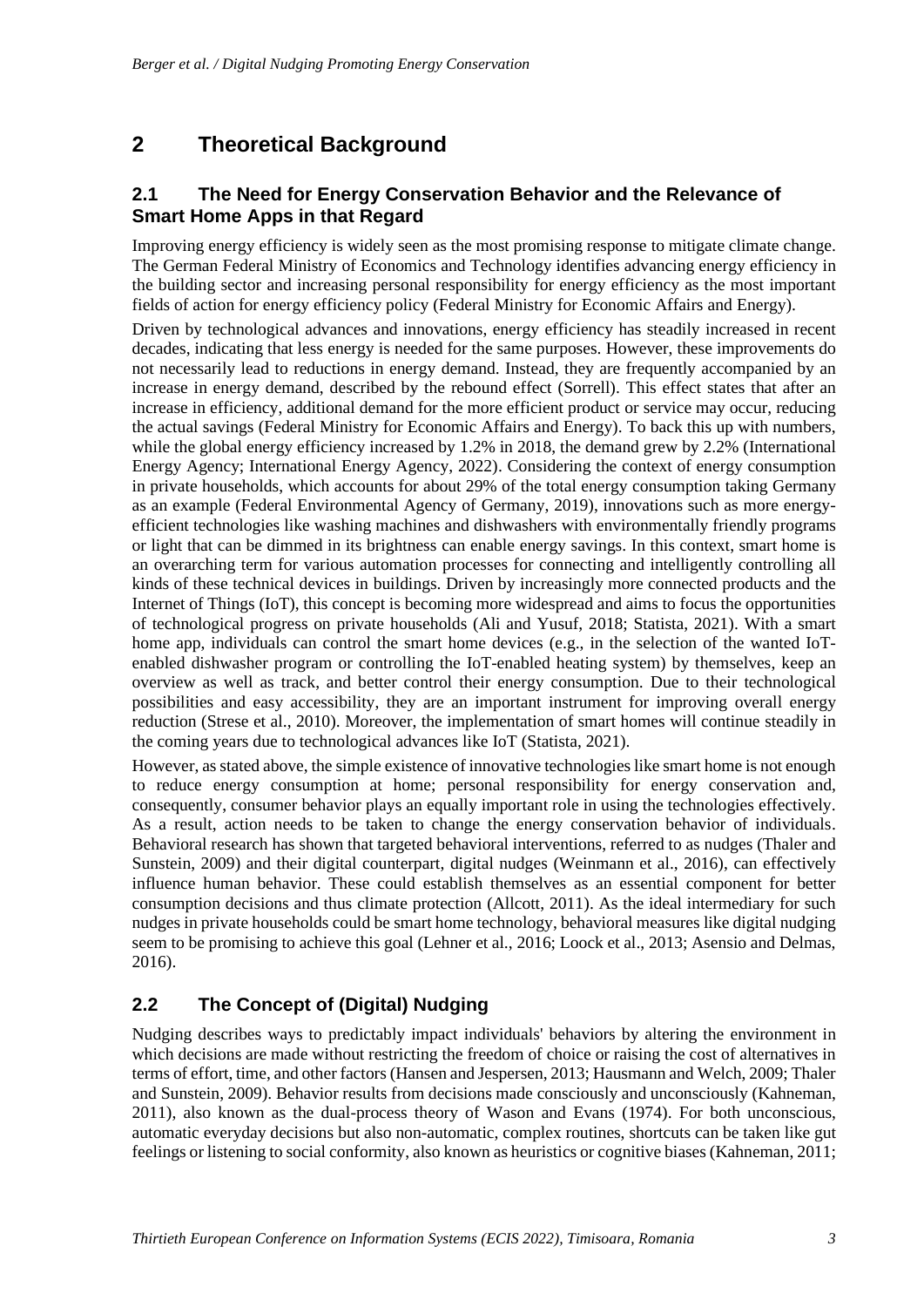# 2 Theoretical Background

## 2.1 The Need for Energy Conservation Behavior and the Relevance of Smart Home Apps in that Regard

Improving energy efficiency is widely seen as the most promising response to mitigate climate change. The German Federal Ministry of Economics and Technology identifies advancing energy efficiency in the building sector and increasing personal responsibility for energy efficiency as the most important fields of action for energy efficiency policy (Federal Ministry for Economic Affairs and Energy).

Driven by technological advances and innovations, energy efficiency has steadily increased in recent decades, indicating that less energy is needed for the same purposes. However, these improvements do not necessarily lead to reductions in energy demand. Instead, they are frequently accompanied by an increase in energy demand, described by the rebound effect (Sorrell). This effect states that after an increase in efficiency, additional demand for the more efficient product or service may occur, reducing the actual savings (Federal Ministry for Economic Affairs and Energy). To back this up with numbers, while the global energy efficiency increased by 1.2% in 2018, the demand grew by 2.2% (International Energy Agency; International Energy Agency, 2022). Considering the context of energy consumption in private households, which accounts for about 29% of the total energy consumption taking Germany as an example (Federal Environmental Agency of Germany, 2019), innovations such as more energy-efficient technologies like washing machines and dishwashers with environmentally friendly programs or light that can be dimmed in its brightness can enable energy savings. In this context, smart home is an overarching term for various automation processes for connecting and intelligently controlling all kinds of these technical devices in buildings. Driven by increasingly more connected products and the Internet of Things (IoT), this concept is becoming more widespread and aims to focus the opportunities of technological progress on private households (Ali and Yusuf, 2018; Statista, 2021). With a smart home app, individuals can control the smart home devices (e.g., in the selection of the wanted IoT-enabled dishwasher program or controlling the IoT-enabled heating system) by themselves, keep an overview as well as track, and better control their energy consumption. Due to their technological possibilities and easy accessibility, they are an important instrument for improving overall energy reduction (Strese et al., 2010). Moreover, the implementation of smart homes will continue steadily in the coming years due to technological advances like IoT (Statista, 2021).

However, as stated above, the simple existence of innovative technologies like smart home is not enough to reduce energy consumption at home; personal responsibility for energy conservation and, consequently, consumer behavior plays an equally important role in using the technologies effectively. As a result, action needs to be taken to change the energy conservation behavior of individuals. Behavioral research has shown that targeted behavioral interventions, referred to as nudges (Thaler and Sunstein, 2009) and their digital counterpart, digital nudges (Weinmann et al., 2016), can effectively influence human behavior. These could establish themselves as an essential component for better consumption decisions and thus climate protection (Allcott, 2011). As the ideal intermediary for such nudges in private households could be smart home technology, behavioral measures like digital nudging seem to be promising to achieve this goal (Lehner et al., 2016; Loock et al., 2013; Asensio and Delmas, 2016).

## 2.2 The Concept of (Digital) Nudging

Nudging describes ways to predictably impact individuals' behaviors by altering the environment in which decisions are made without restricting the freedom of choice or raising the cost of alternatives in terms of effort, time, and other factors (Hansen and Jespersen, 2013; Hausmann and Welch, 2009; Thaler and Sunstein, 2009). Behavior results from decisions made consciously and unconsciously (Kahneman, 2011), also known as the dual-process theory of Wason and Evans (1974). For both unconscious, automatic everyday decisions but also non-automatic, complex routines, shortcuts can be taken like gut feelings or listening to social conformity, also known as heuristics or cognitive biases (Kahneman, 2011;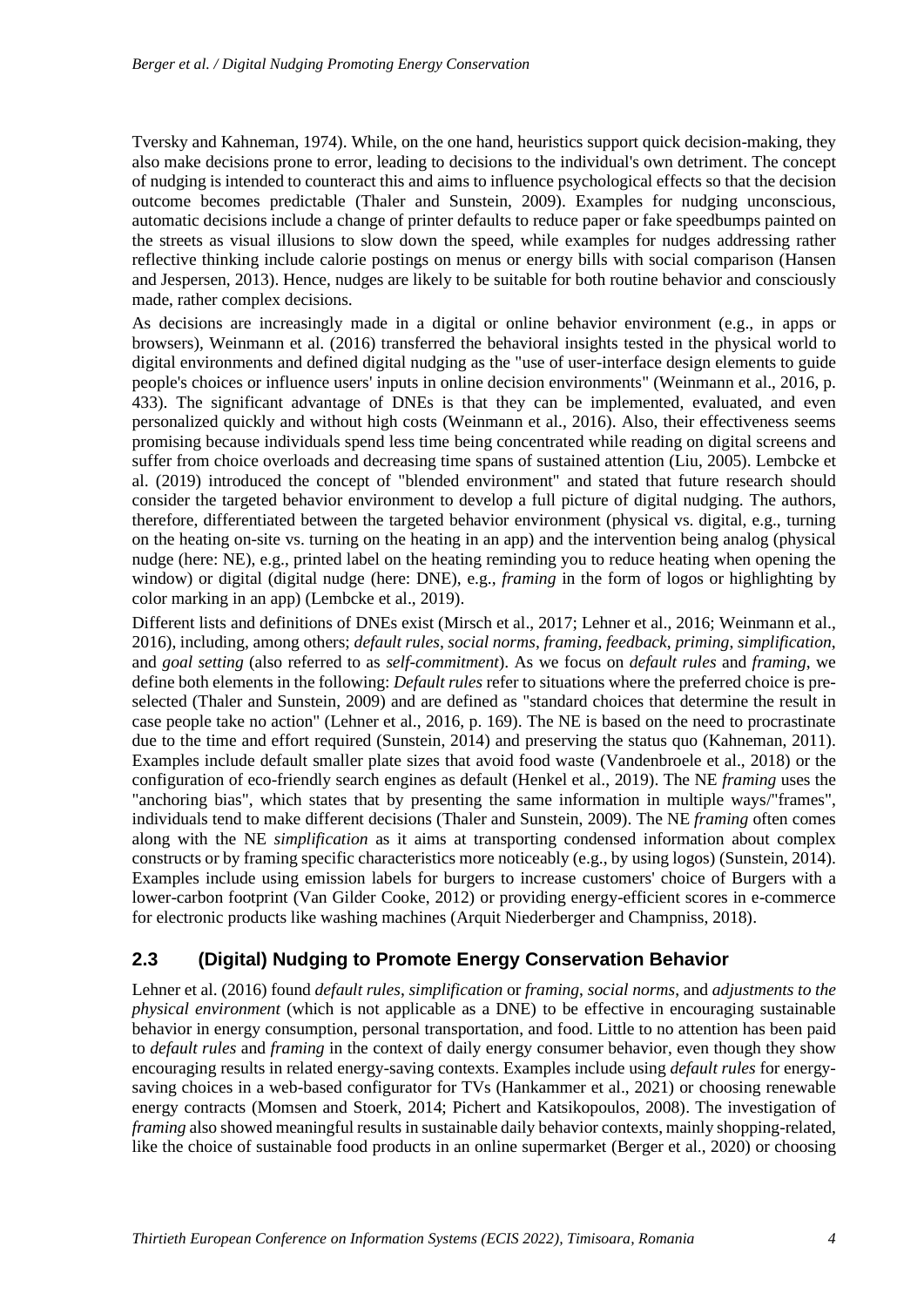Tversky and Kahneman, 1974). While, on the one hand, heuristics support quick decision-making, they also make decisions prone to error, leading to decisions to the individual's own detriment. The concept of nudging is intended to counteract this and aims to influence psychological effects so that the decision outcome becomes predictable (Thaler and Sunstein, 2009). Examples for nudging unconscious, automatic decisions include a change of printer defaults to reduce paper or fake speedbumps painted on the streets as visual illusions to slow down the speed, while examples for nudges addressing rather reflective thinking include calorie postings on menus or energy bills with social comparison (Hansen and Jespersen, 2013). Hence, nudges are likely to be suitable for both routine behavior and consciously made, rather complex decisions.

As decisions are increasingly made in a digital or online behavior environment (e.g., in apps or browsers), Weinmann et al. (2016) transferred the behavioral insights tested in the physical world to digital environments and defined digital nudging as the "use of user-interface design elements to guide people's choices or influence users' inputs in online decision environments" (Weinmann et al., 2016, p. 433). The significant advantage of DNEs is that they can be implemented, evaluated, and even personalized quickly and without high costs (Weinmann et al., 2016). Also, their effectiveness seems promising because individuals spend less time being concentrated while reading on digital screens and suffer from choice overloads and decreasing time spans of sustained attention (Liu, 2005). Lembcke et al. (2019) introduced the concept of "blended environment" and stated that future research should consider the targeted behavior environment to develop a full picture of digital nudging. The authors, therefore, differentiated between the targeted behavior environment (physical vs. digital, e.g., turning on the heating on-site vs. turning on the heating in an app) and the intervention being analog (physical nudge (here: NE), e.g., printed label on the heating reminding you to reduce heating when opening the window) or digital (digital nudge (here: DNE), e.g., *framing* in the form of logos or highlighting by color marking in an app) (Lembcke et al., 2019).

Different lists and definitions of DNEs exist (Mirsch et al., 2017; Lehner et al., 2016; Weinmann et al., 2016), including, among others; *default rules*, *social norms*, *framing*, *feedback*, *priming*, *simplification*, and *goal setting* (also referred to as *self-commitment*). As we focus on *default rules* and *framing*, we define both elements in the following: *Default rules* refer to situations where the preferred choice is pre-selected (Thaler and Sunstein, 2009) and are defined as "standard choices that determine the result in case people take no action" (Lehner et al., 2016, p. 169). The NE is based on the need to procrastinate due to the time and effort required (Sunstein, 2014) and preserving the status quo (Kahneman, 2011). Examples include default smaller plate sizes that avoid food waste (Vandenbroele et al., 2018) or the configuration of eco-friendly search engines as default (Henkel et al., 2019). The NE *framing* uses the "anchoring bias", which states that by presenting the same information in multiple ways/"frames", individuals tend to make different decisions (Thaler and Sunstein, 2009). The NE *framing* often comes along with the NE *simplification* as it aims at transporting condensed information about complex constructs or by framing specific characteristics more noticeably (e.g., by using logos) (Sunstein, 2014). Examples include using emission labels for burgers to increase customers' choice of Burgers with a lower-carbon footprint (Van Gilder Cooke, 2012) or providing energy-efficient scores in e-commerce for electronic products like washing machines (Arquit Niederberger and Champniss, 2018).

## 2.3 (Digital) Nudging to Promote Energy Conservation Behavior

Lehner et al. (2016) found *default rules*, *simplification* or *framing*, *social norms*, and *adjustments to the physical environment* (which is not applicable as a DNE) to be effective in encouraging sustainable behavior in energy consumption, personal transportation, and food. Little to no attention has been paid to *default rules* and *framing* in the context of daily energy consumer behavior, even though they show encouraging results in related energy-saving contexts. Examples include using *default rules* for energy-saving choices in a web-based configurator for TVs (Hankammer et al., 2021) or choosing renewable energy contracts (Momsen and Stoerk, 2014; Pichert and Katsikopoulos, 2008). The investigation of *framing* also showed meaningful results in sustainable daily behavior contexts, mainly shopping-related, like the choice of sustainable food products in an online supermarket (Berger et al., 2020) or choosing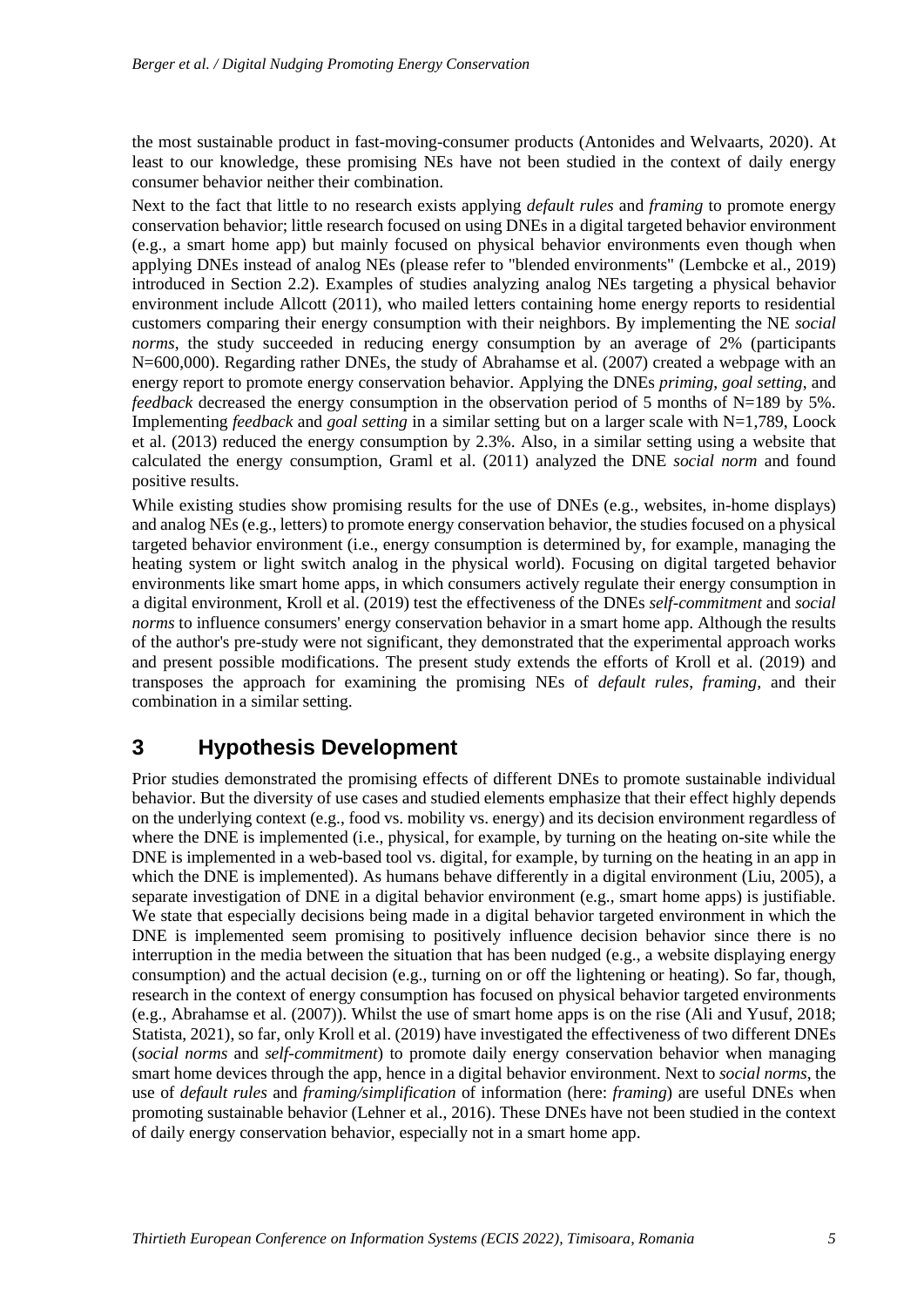the most sustainable product in fast-moving-consumer products (Antonides and Welvaarts, 2020). At least to our knowledge, these promising NEs have not been studied in the context of daily energy consumer behavior neither their combination.

Next to the fact that little to no research exists applying *default rules* and *framing* to promote energy conservation behavior; little research focused on using DNEs in a digital targeted behavior environment (e.g., a smart home app) but mainly focused on physical behavior environments even though when applying DNEs instead of analog NEs (please refer to "blended environments" (Lembcke et al., 2019) introduced in Section 2.2). Examples of studies analyzing analog NEs targeting a physical behavior environment include Allcott (2011), who mailed letters containing home energy reports to residential customers comparing their energy consumption with their neighbors. By implementing the NE *social norms*, the study succeeded in reducing energy consumption by an average of 2% (participants N=600,000). Regarding rather DNEs, the study of Abrahamse et al. (2007) created a webpage with an energy report to promote energy conservation behavior. Applying the DNEs *priming*, *goal setting*, and *feedback* decreased the energy consumption in the observation period of 5 months of N=189 by 5%. Implementing *feedback* and *goal setting* in a similar setting but on a larger scale with N=1,789, Loock et al. (2013) reduced the energy consumption by 2.3%. Also, in a similar setting using a website that calculated the energy consumption, Graml et al. (2011) analyzed the DNE *social norm* and found positive results.

While existing studies show promising results for the use of DNEs (e.g., websites, in-home displays) and analog NEs (e.g., letters) to promote energy conservation behavior, the studies focused on a physical targeted behavior environment (i.e., energy consumption is determined by, for example, managing the heating system or light switch analog in the physical world). Focusing on digital targeted behavior environments like smart home apps, in which consumers actively regulate their energy consumption in a digital environment, Kroll et al. (2019) test the effectiveness of the DNEs *self-commitment* and *social norms* to influence consumers' energy conservation behavior in a smart home app. Although the results of the author's pre-study were not significant, they demonstrated that the experimental approach works and present possible modifications. The present study extends the efforts of Kroll et al. (2019) and transposes the approach for examining the promising NEs of *default rules*, *framing*, and their combination in a similar setting.

# 3 Hypothesis Development

Prior studies demonstrated the promising effects of different DNEs to promote sustainable individual behavior. But the diversity of use cases and studied elements emphasize that their effect highly depends on the underlying context (e.g., food vs. mobility vs. energy) and its decision environment regardless of where the DNE is implemented (i.e., physical, for example, by turning on the heating on-site while the DNE is implemented in a web-based tool vs. digital, for example, by turning on the heating in an app in which the DNE is implemented). As humans behave differently in a digital environment (Liu, 2005), a separate investigation of DNE in a digital behavior environment (e.g., smart home apps) is justifiable. We state that especially decisions being made in a digital behavior targeted environment in which the DNE is implemented seem promising to positively influence decision behavior since there is no interruption in the media between the situation that has been nudged (e.g., a website displaying energy consumption) and the actual decision (e.g., turning on or off the lightening or heating). So far, though, research in the context of energy consumption has focused on physical behavior targeted environments (e.g., Abrahamse et al. (2007)). Whilst the use of smart home apps is on the rise (Ali and Yusuf, 2018; Statista, 2021), so far, only Kroll et al. (2019) have investigated the effectiveness of two different DNEs (*social norms* and *self-commitment*) to promote daily energy conservation behavior when managing smart home devices through the app, hence in a digital behavior environment. Next to *social norms*, the use of *default rules* and *framing/simplification* of information (here: *framing*) are useful DNEs when promoting sustainable behavior (Lehner et al., 2016). These DNEs have not been studied in the context of daily energy conservation behavior, especially not in a smart home app.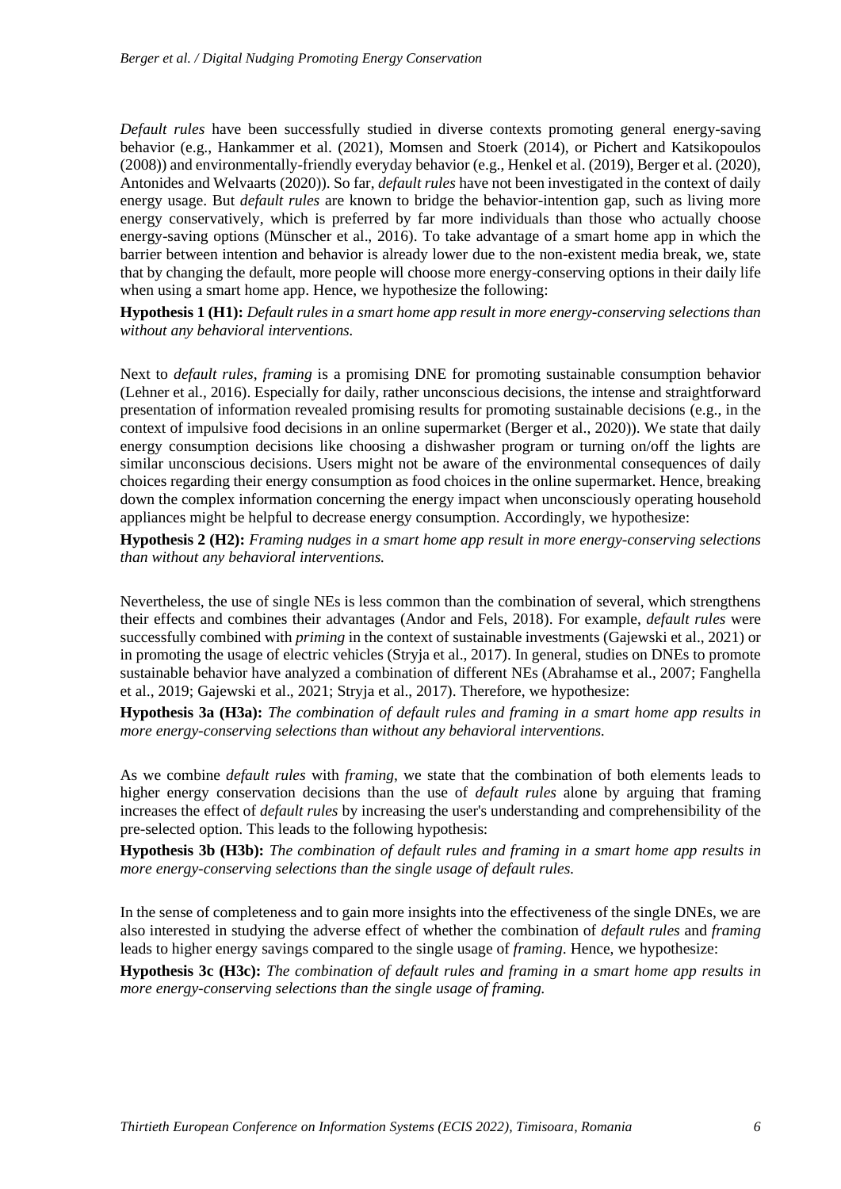*Default rules* have been successfully studied in diverse contexts promoting general energy-saving behavior (e.g., Hankammer et al. (2021), Momsen and Stoerk (2014), or Pichert and Katsikopoulos (2008)) and environmentally-friendly everyday behavior (e.g., Henkel et al. (2019), Berger et al. (2020), Antonides and Welvaarts (2020)). So far, *default rules* have not been investigated in the context of daily energy usage. But *default rules* are known to bridge the behavior-intention gap, such as living more energy conservatively, which is preferred by far more individuals than those who actually choose energy-saving options (Münscher et al., 2016). To take advantage of a smart home app in which the barrier between intention and behavior is already lower due to the non-existent media break, we, state that by changing the default, more people will choose more energy-conserving options in their daily life when using a smart home app. Hence, we hypothesize the following:

**Hypothesis 1 (H1):** *Default rules in a smart home app result in more energy-conserving selections than without any behavioral interventions.*

Next to *default rules*, *framing* is a promising DNE for promoting sustainable consumption behavior (Lehner et al., 2016). Especially for daily, rather unconscious decisions, the intense and straightforward presentation of information revealed promising results for promoting sustainable decisions (e.g., in the context of impulsive food decisions in an online supermarket (Berger et al., 2020)). We state that daily energy consumption decisions like choosing a dishwasher program or turning on/off the lights are similar unconscious decisions. Users might not be aware of the environmental consequences of daily choices regarding their energy consumption as food choices in the online supermarket. Hence, breaking down the complex information concerning the energy impact when unconsciously operating household appliances might be helpful to decrease energy consumption. Accordingly, we hypothesize:

**Hypothesis 2 (H2):** *Framing nudges in a smart home app result in more energy-conserving selections than without any behavioral interventions.*

Nevertheless, the use of single NEs is less common than the combination of several, which strengthens their effects and combines their advantages (Andor and Fels, 2018). For example, *default rules* were successfully combined with *priming* in the context of sustainable investments (Gajewski et al., 2021) or in promoting the usage of electric vehicles (Stryja et al., 2017). In general, studies on DNEs to promote sustainable behavior have analyzed a combination of different NEs (Abrahamse et al., 2007; Fanghella et al., 2019; Gajewski et al., 2021; Stryja et al., 2017). Therefore, we hypothesize:

**Hypothesis 3a (H3a):** *The combination of default rules and framing in a smart home app results in more energy-conserving selections than without any behavioral interventions.*

As we combine *default rules* with *framing*, we state that the combination of both elements leads to higher energy conservation decisions than the use of *default rules* alone by arguing that framing increases the effect of *default rules* by increasing the user's understanding and comprehensibility of the pre-selected option. This leads to the following hypothesis:

**Hypothesis 3b (H3b):** *The combination of default rules and framing in a smart home app results in more energy-conserving selections than the single usage of default rules.*

In the sense of completeness and to gain more insights into the effectiveness of the single DNEs, we are also interested in studying the adverse effect of whether the combination of *default rules* and *framing* leads to higher energy savings compared to the single usage of *framing*. Hence, we hypothesize:

**Hypothesis 3c (H3c):** *The combination of default rules and framing in a smart home app results in more energy-conserving selections than the single usage of framing.*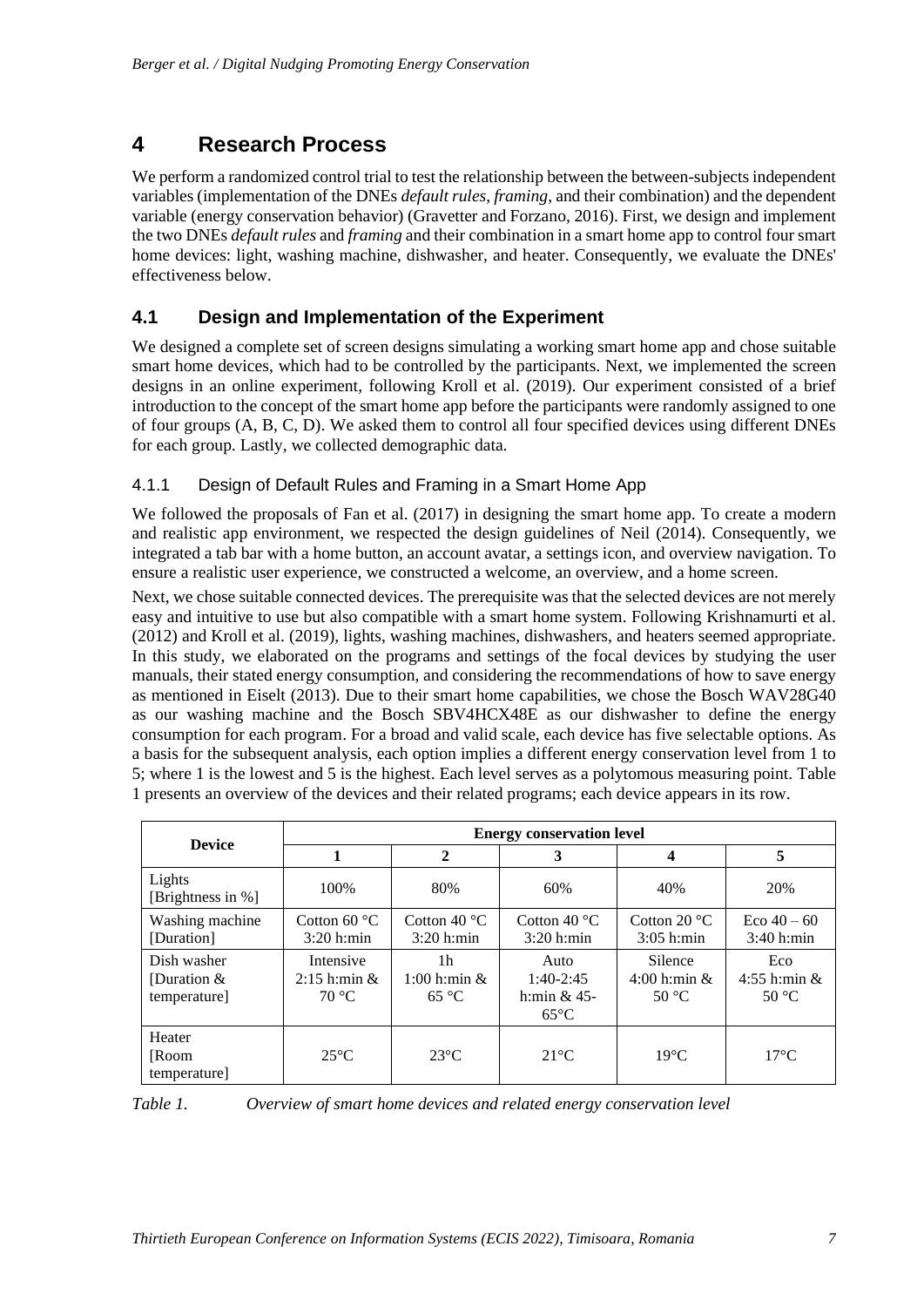# 4 Research Process

We perform a randomized control trial to test the relationship between the between-subjects independent variables (implementation of the DNEs *default rules*, *framing*, and their combination) and the dependent variable (energy conservation behavior) (Gravetter and Forzano, 2016). First, we design and implement the two DNEs *default rules* and *framing* and their combination in a smart home app to control four smart home devices: light, washing machine, dishwasher, and heater. Consequently, we evaluate the DNEs' effectiveness below.

## 4.1 Design and Implementation of the Experiment

We designed a complete set of screen designs simulating a working smart home app and chose suitable smart home devices, which had to be controlled by the participants. Next, we implemented the screen designs in an online experiment, following Kroll et al. (2019). Our experiment consisted of a brief introduction to the concept of the smart home app before the participants were randomly assigned to one of four groups (A, B, C, D). We asked them to control all four specified devices using different DNEs for each group. Lastly, we collected demographic data.

### 4.1.1 Design of Default Rules and Framing in a Smart Home App

We followed the proposals of Fan et al. (2017) in designing the smart home app. To create a modern and realistic app environment, we respected the design guidelines of Neil (2014). Consequently, we integrated a tab bar with a home button, an account avatar, a settings icon, and overview navigation. To ensure a realistic user experience, we constructed a welcome, an overview, and a home screen.

Next, we chose suitable connected devices. The prerequisite was that the selected devices are not merely easy and intuitive to use but also compatible with a smart home system. Following Krishnamurti et al. (2012) and Kroll et al. (2019), lights, washing machines, dishwashers, and heaters seemed appropriate. In this study, we elaborated on the programs and settings of the focal devices by studying the user manuals, their stated energy consumption, and considering the recommendations of how to save energy as mentioned in Eiselt (2013). Due to their smart home capabilities, we chose the Bosch WAV28G40 as our washing machine and the Bosch SBV4HCX48E as our dishwasher to define the energy consumption for each program. For a broad and valid scale, each device has five selectable options. As a basis for the subsequent analysis, each option implies a different energy conservation level from 1 to 5; where 1 is the lowest and 5 is the highest. Each level serves as a polytomous measuring point. Table 1 presents an overview of the devices and their related programs; each device appears in its row.

| Device | Energy conservation level | | | | |
|---|---|---|---|---|---|
| | 1 | 2 | 3 | 4 | 5 |
| Lights [Brightness in %] | 100% | 80% | 60% | 40% | 20% |
| Washing machine [Duration] | Cotton 60 °C 3:20 h:min | Cotton 40 °C 3:20 h:min | Cotton 40 °C 3:20 h:min | Cotton 20 °C 3:05 h:min | Eco 40 – 60 3:40 h:min |
| Dish washer [Duration & temperature] | Intensive 2:15 h:min & 70 °C | 1h 1:00 h:min & 65 °C | Auto 1:40-2:45 h:min & 45-65°C | Silence 4:00 h:min & 50 °C | Eco 4:55 h:min & 50 °C |
| Heater [Room temperature] | 25°C | 23°C | 21°C | 19°C | 17°C |

*Table 1. Overview of smart home devices and related energy conservation level*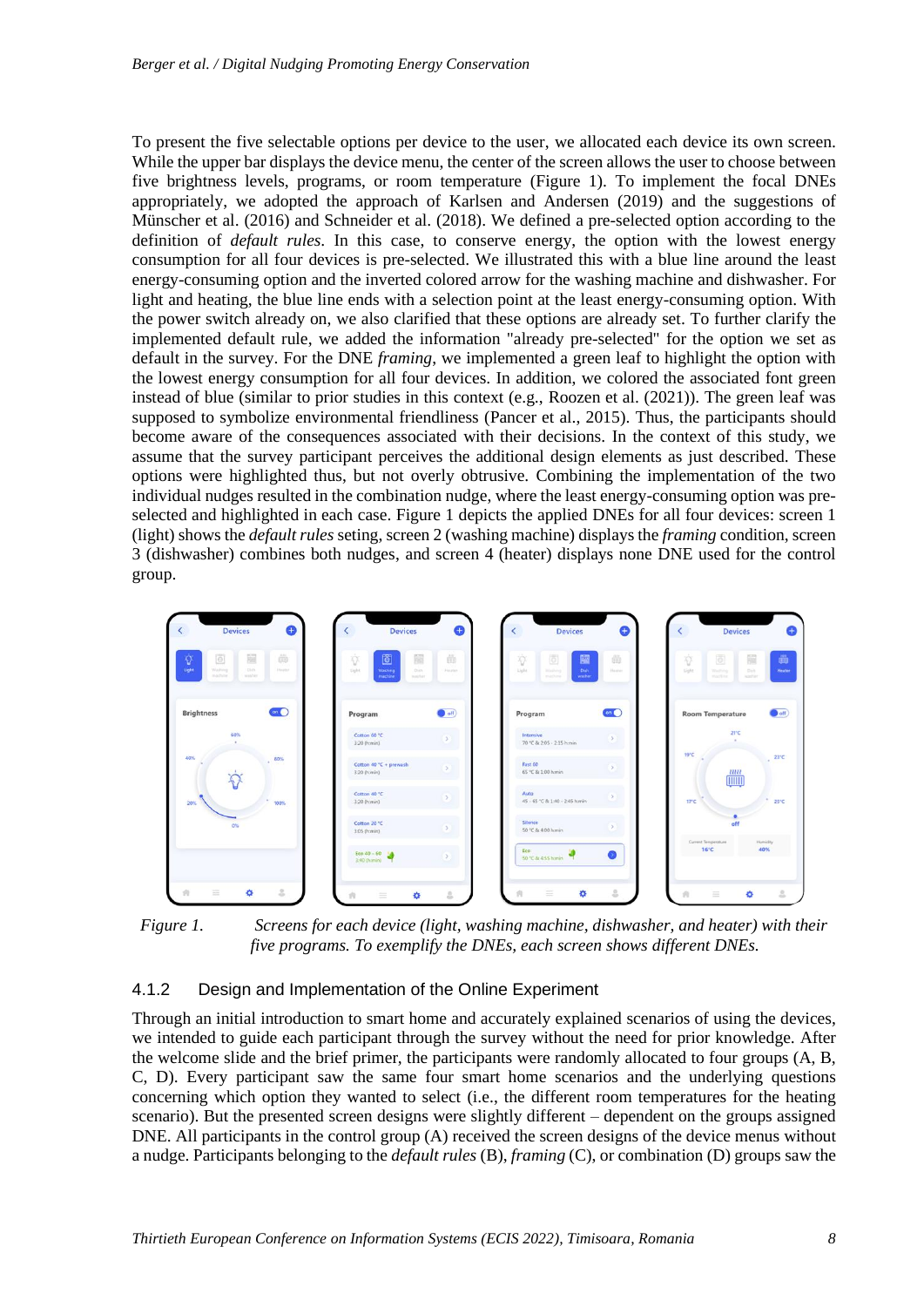To present the five selectable options per device to the user, we allocated each device its own screen. While the upper bar displays the device menu, the center of the screen allows the user to choose between five brightness levels, programs, or room temperature (Figure 1). To implement the focal DNEs appropriately, we adopted the approach of Karlsen and Andersen (2019) and the suggestions of Münscher et al. (2016) and Schneider et al. (2018). We defined a pre-selected option according to the definition of *default rules*. In this case, to conserve energy, the option with the lowest energy consumption for all four devices is pre-selected. We illustrated this with a blue line around the least energy-consuming option and the inverted colored arrow for the washing machine and dishwasher. For light and heating, the blue line ends with a selection point at the least energy-consuming option. With the power switch already on, we also clarified that these options are already set. To further clarify the implemented default rule, we added the information "already pre-selected" for the option we set as default in the survey. For the DNE *framing*, we implemented a green leaf to highlight the option with the lowest energy consumption for all four devices. In addition, we colored the associated font green instead of blue (similar to prior studies in this context (e.g., Roozen et al. (2021)). The green leaf was supposed to symbolize environmental friendliness (Pancer et al., 2015). Thus, the participants should become aware of the consequences associated with their decisions. In the context of this study, we assume that the survey participant perceives the additional design elements as just described. These options were highlighted thus, but not overly obtrusive. Combining the implementation of the two individual nudges resulted in the combination nudge, where the least energy-consuming option was pre-selected and highlighted in each case. Figure 1 depicts the applied DNEs for all four devices: screen 1 (light) shows the *default rules* seting, screen 2 (washing machine) displays the *framing* condition, screen 3 (dishwasher) combines both nudges, and screen 4 (heater) displays none DNE used for the control group.

*Figure 1. Screens for each device (light, washing machine, dishwasher, and heater) with their five programs. To exemplify the DNEs, each screen shows different DNEs.*

### 4.1.2 Design and Implementation of the Online Experiment

Through an initial introduction to smart home and accurately explained scenarios of using the devices, we intended to guide each participant through the survey without the need for prior knowledge. After the welcome slide and the brief primer, the participants were randomly allocated to four groups (A, B, C, D). Every participant saw the same four smart home scenarios and the underlying questions concerning which option they wanted to select (i.e., the different room temperatures for the heating scenario). But the presented screen designs were slightly different – dependent on the groups assigned DNE. All participants in the control group (A) received the screen designs of the device menus without a nudge. Participants belonging to the *default rules* (B), *framing* (C), or combination (D) groups saw the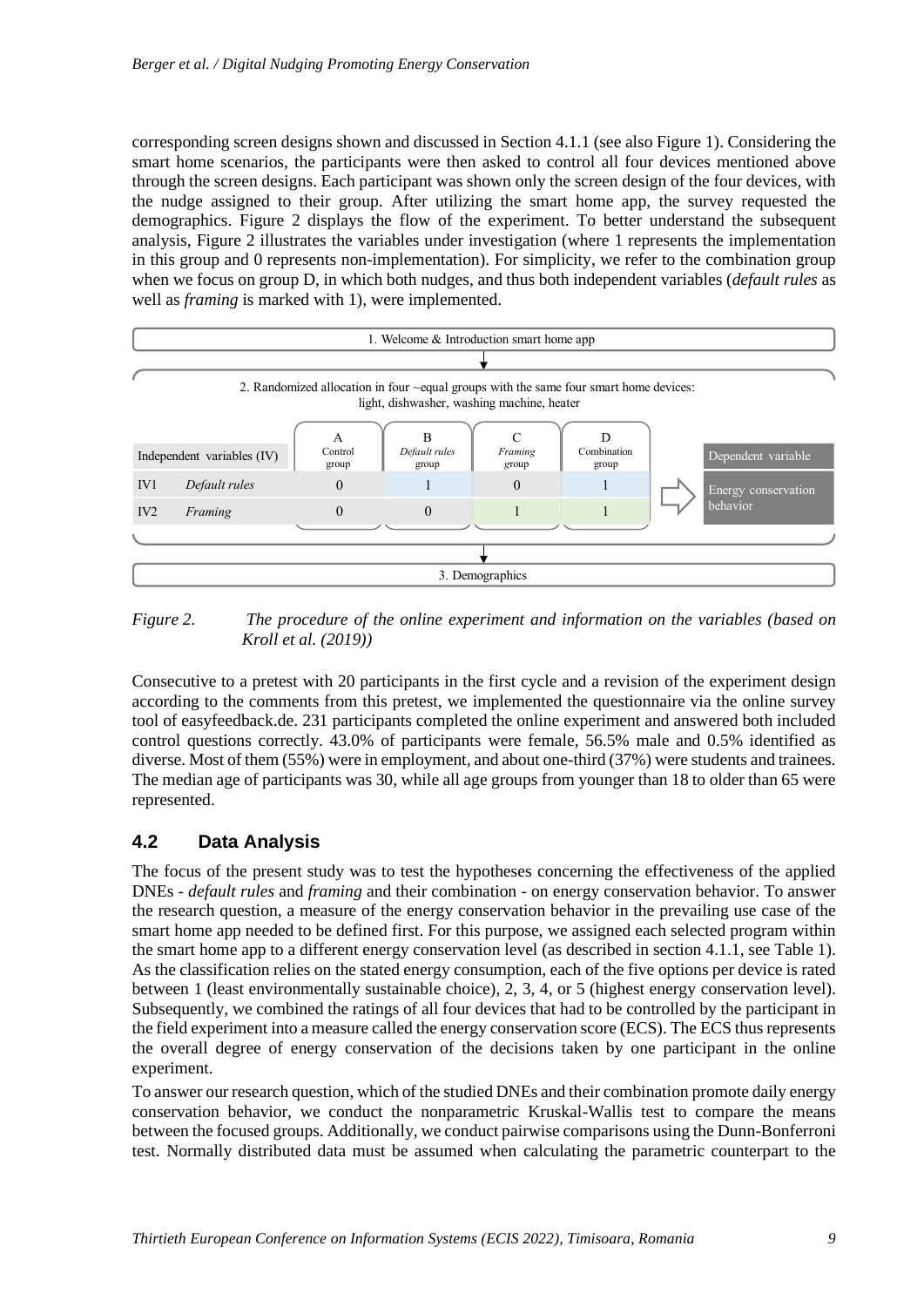corresponding screen designs shown and discussed in Section 4.1.1 (see also Figure 1). Considering the smart home scenarios, the participants were then asked to control all four devices mentioned above through the screen designs. Each participant was shown only the screen design of the four devices, with the nudge assigned to their group. After utilizing the smart home app, the survey requested the demographics. Figure 2 displays the flow of the experiment. To better understand the subsequent analysis, Figure 2 illustrates the variables under investigation (where 1 represents the implementation in this group and 0 represents non-implementation). For simplicity, we refer to the combination group when we focus on group D, in which both nudges, and thus both independent variables (*default rules* as well as *framing* is marked with 1), were implemented.

1. Welcome & Introduction smart home app

2. Randomized allocation in four ~equal groups with the same four smart home devices: light, dishwasher, washing machine, heater

| Independent variables (IV) | | A Control group | B *Default rules* group | C *Framing* group | D Combination group |
|---|---|---|---|---|---|
| IV1 | *Default rules* | 0 | 1 | 0 | 1 |
| IV2 | *Framing* | 0 | 0 | 1 | 1 |

⇨ Dependent variable: Energy conservation behavior

3. Demographics

*Figure 2. The procedure of the online experiment and information on the variables (based on Kroll et al. (2019))*

Consecutive to a pretest with 20 participants in the first cycle and a revision of the experiment design according to the comments from this pretest, we implemented the questionnaire via the online survey tool of easyfeedback.de. 231 participants completed the online experiment and answered both included control questions correctly. 43.0% of participants were female, 56.5% male and 0.5% identified as diverse. Most of them (55%) were in employment, and about one-third (37%) were students and trainees. The median age of participants was 30, while all age groups from younger than 18 to older than 65 were represented.

## 4.2 Data Analysis

The focus of the present study was to test the hypotheses concerning the effectiveness of the applied DNEs - *default rules* and *framing* and their combination - on energy conservation behavior. To answer the research question, a measure of the energy conservation behavior in the prevailing use case of the smart home app needed to be defined first. For this purpose, we assigned each selected program within the smart home app to a different energy conservation level (as described in section 4.1.1, see Table 1). As the classification relies on the stated energy consumption, each of the five options per device is rated between 1 (least environmentally sustainable choice), 2, 3, 4, or 5 (highest energy conservation level). Subsequently, we combined the ratings of all four devices that had to be controlled by the participant in the field experiment into a measure called the energy conservation score (ECS). The ECS thus represents the overall degree of energy conservation of the decisions taken by one participant in the online experiment.

To answer our research question, which of the studied DNEs and their combination promote daily energy conservation behavior, we conduct the nonparametric Kruskal-Wallis test to compare the means between the focused groups. Additionally, we conduct pairwise comparisons using the Dunn-Bonferroni test. Normally distributed data must be assumed when calculating the parametric counterpart to the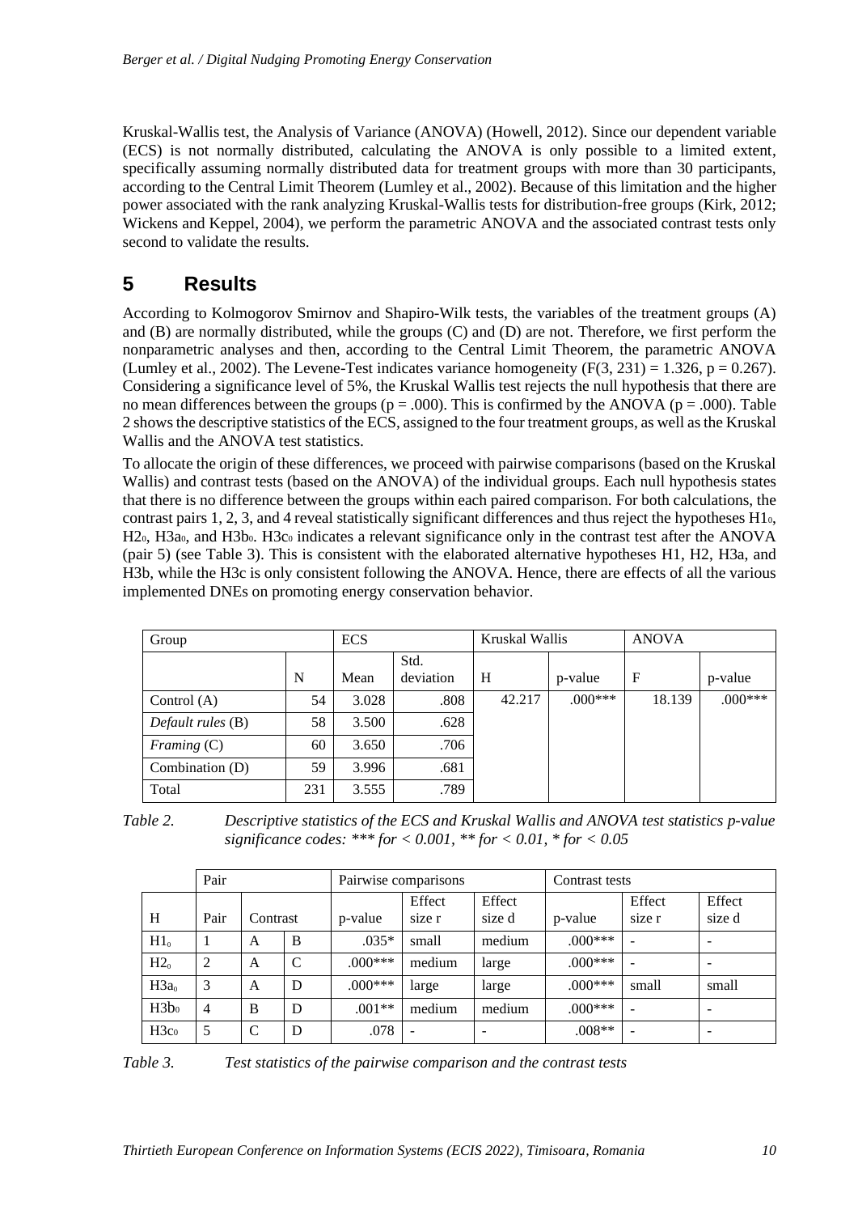Kruskal-Wallis test, the Analysis of Variance (ANOVA) (Howell, 2012). Since our dependent variable (ECS) is not normally distributed, calculating the ANOVA is only possible to a limited extent, specifically assuming normally distributed data for treatment groups with more than 30 participants, according to the Central Limit Theorem (Lumley et al., 2002). Because of this limitation and the higher power associated with the rank analyzing Kruskal-Wallis tests for distribution-free groups (Kirk, 2012; Wickens and Keppel, 2004), we perform the parametric ANOVA and the associated contrast tests only second to validate the results.

# 5 Results

According to Kolmogorov Smirnov and Shapiro-Wilk tests, the variables of the treatment groups (A) and (B) are normally distributed, while the groups (C) and (D) are not. Therefore, we first perform the nonparametric analyses and then, according to the Central Limit Theorem, the parametric ANOVA (Lumley et al., 2002). The Levene-Test indicates variance homogeneity ($F(3, 231) = 1.326$, $p = 0.267$). Considering a significance level of 5%, the Kruskal Wallis test rejects the null hypothesis that there are no mean differences between the groups ($p = .000$). This is confirmed by the ANOVA ($p = .000$). Table 2 shows the descriptive statistics of the ECS, assigned to the four treatment groups, as well as the Kruskal Wallis and the ANOVA test statistics.

To allocate the origin of these differences, we proceed with pairwise comparisons (based on the Kruskal Wallis) and contrast tests (based on the ANOVA) of the individual groups. Each null hypothesis states that there is no difference between the groups within each paired comparison. For both calculations, the contrast pairs 1, 2, 3, and 4 reveal statistically significant differences and thus reject the hypotheses $H1_0$, $H2_0$, $H3a_0$, and $H3b_0$. $H3c_0$ indicates a relevant significance only in the contrast test after the ANOVA (pair 5) (see Table 3). This is consistent with the elaborated alternative hypotheses H1, H2, H3a, and H3b, while the H3c is only consistent following the ANOVA. Hence, there are effects of all the various implemented DNEs on promoting energy conservation behavior.

| Group | | ECS | | Kruskal Wallis | | ANOVA | |
|---|---|---|---|---|---|---|---|
| | N | Mean | Std. deviation | H | p-value | F | p-value |
| Control (A) | 54 | 3.028 | .808 | 42.217 | .000*** | 18.139 | .000*** |
| *Default rules* (B) | 58 | 3.500 | .628 | | | | |
| *Framing* (C) | 60 | 3.650 | .706 | | | | |
| Combination (D) | 59 | 3.996 | .681 | | | | |
| Total | 231 | 3.555 | .789 | | | | |

*Table 2. Descriptive statistics of the ECS and Kruskal Wallis and ANOVA test statistics p-value significance codes: *** for < 0.001, ** for < 0.01, * for < 0.05*

| | Pair | | | Pairwise comparisons | | | Contrast tests | | |
|---|---|---|---|---|---|---|---|---|---|
| H | Pair | Contrast | | p-value | Effect size r | Effect size d | p-value | Effect size r | Effect size d |
| $H1_0$ | 1 | A | B | .035* | small | medium | .000*** | - | - |
| $H2_0$ | 2 | A | C | .000*** | medium | large | .000*** | - | - |
| $H3a_0$ | 3 | A | D | .000*** | large | large | .000*** | small | small |
| $H3b_0$ | 4 | B | D | .001** | medium | medium | .000*** | - | - |
| $H3c_0$ | 5 | C | D | .078 | - | - | .008** | - | - |

*Table 3. Test statistics of the pairwise comparison and the contrast tests*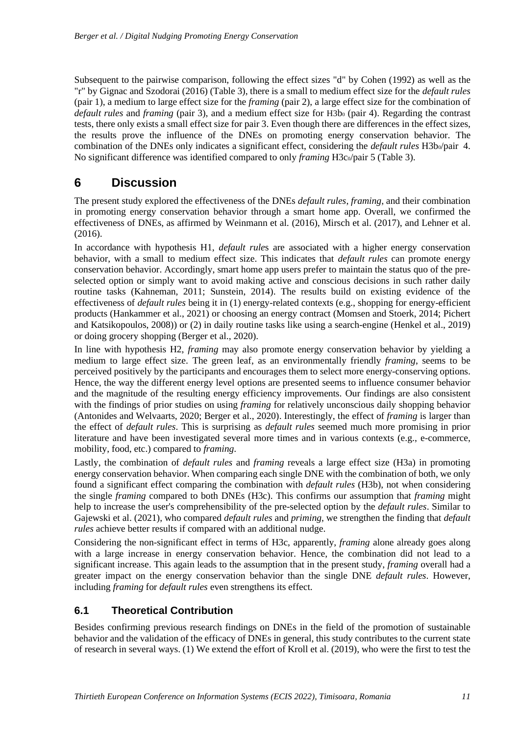Subsequent to the pairwise comparison, following the effect sizes "d" by Cohen (1992) as well as the "r" by Gignac and Szodorai (2016) (Table 3), there is a small to medium effect size for the *default rules* (pair 1), a medium to large effect size for the *framing* (pair 2), a large effect size for the combination of *default rules* and *framing* (pair 3), and a medium effect size for $H3b_0$ (pair 4). Regarding the contrast tests, there only exists a small effect size for pair 3. Even though there are differences in the effect sizes, the results prove the influence of the DNEs on promoting energy conservation behavior. The combination of the DNEs only indicates a significant effect, considering the *default rules* $H3b_0$/pair 4. No significant difference was identified compared to only *framing* $H3c_0$/pair 5 (Table 3).

# 6 Discussion

The present study explored the effectiveness of the DNEs *default rules*, *framing*, and their combination in promoting energy conservation behavior through a smart home app. Overall, we confirmed the effectiveness of DNEs, as affirmed by Weinmann et al. (2016), Mirsch et al. (2017), and Lehner et al. (2016).

In accordance with hypothesis H1, *default rule*s are associated with a higher energy conservation behavior, with a small to medium effect size. This indicates that *default rules* can promote energy conservation behavior. Accordingly, smart home app users prefer to maintain the status quo of the pre-selected option or simply want to avoid making active and conscious decisions in such rather daily routine tasks (Kahneman, 2011; Sunstein, 2014). The results build on existing evidence of the effectiveness of *default rules* being it in (1) energy-related contexts (e.g., shopping for energy-efficient products (Hankammer et al., 2021) or choosing an energy contract (Momsen and Stoerk, 2014; Pichert and Katsikopoulos, 2008)) or (2) in daily routine tasks like using a search-engine (Henkel et al., 2019) or doing grocery shopping (Berger et al., 2020).

In line with hypothesis H2, *framing* may also promote energy conservation behavior by yielding a medium to large effect size. The green leaf, as an environmentally friendly *framing*, seems to be perceived positively by the participants and encourages them to select more energy-conserving options. Hence, the way the different energy level options are presented seems to influence consumer behavior and the magnitude of the resulting energy efficiency improvements. Our findings are also consistent with the findings of prior studies on using *framing* for relatively unconscious daily shopping behavior (Antonides and Welvaarts, 2020; Berger et al., 2020). Interestingly, the effect of *framing* is larger than the effect of *default rules*. This is surprising as *default rules* seemed much more promising in prior literature and have been investigated several more times and in various contexts (e.g., e-commerce, mobility, food, etc.) compared to *framing*.

Lastly, the combination of *default rules* and *framing* reveals a large effect size (H3a) in promoting energy conservation behavior. When comparing each single DNE with the combination of both, we only found a significant effect comparing the combination with *default rules* (H3b), not when considering the single *framing* compared to both DNEs (H3c). This confirms our assumption that *framing* might help to increase the user's comprehensibility of the pre-selected option by the *default rules*. Similar to Gajewski et al. (2021), who compared *default rules* and *priming*, we strengthen the finding that *default rules* achieve better results if compared with an additional nudge.

Considering the non-significant effect in terms of H3c, apparently, *framing* alone already goes along with a large increase in energy conservation behavior. Hence, the combination did not lead to a significant increase. This again leads to the assumption that in the present study, *framing* overall had a greater impact on the energy conservation behavior than the single DNE *default rules*. However, including *framing* for *default rules* even strengthens its effect.

## 6.1 Theoretical Contribution

Besides confirming previous research findings on DNEs in the field of the promotion of sustainable behavior and the validation of the efficacy of DNEs in general, this study contributes to the current state of research in several ways. (1) We extend the effort of Kroll et al. (2019), who were the first to test the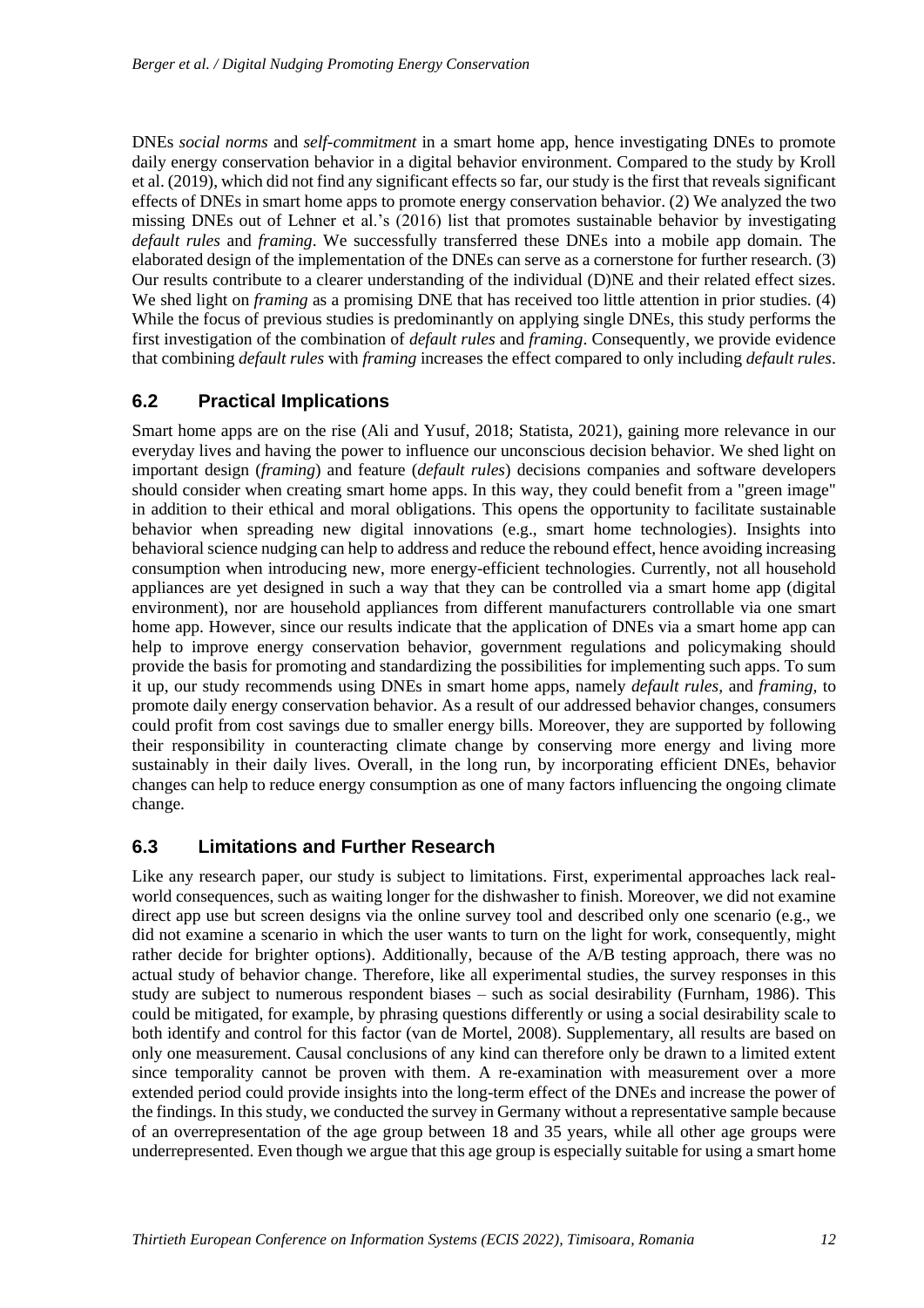DNEs *social norms* and *self-commitment* in a smart home app, hence investigating DNEs to promote daily energy conservation behavior in a digital behavior environment. Compared to the study by Kroll et al. (2019), which did not find any significant effects so far, our study is the first that reveals significant effects of DNEs in smart home apps to promote energy conservation behavior. (2) We analyzed the two missing DNEs out of Lehner et al.'s (2016) list that promotes sustainable behavior by investigating *default rules* and *framing*. We successfully transferred these DNEs into a mobile app domain. The elaborated design of the implementation of the DNEs can serve as a cornerstone for further research. (3) Our results contribute to a clearer understanding of the individual (D)NE and their related effect sizes. We shed light on *framing* as a promising DNE that has received too little attention in prior studies. (4) While the focus of previous studies is predominantly on applying single DNEs, this study performs the first investigation of the combination of *default rules* and *framing*. Consequently, we provide evidence that combining *default rules* with *framing* increases the effect compared to only including *default rules*.

## 6.2 Practical Implications

Smart home apps are on the rise (Ali and Yusuf, 2018; Statista, 2021), gaining more relevance in our everyday lives and having the power to influence our unconscious decision behavior. We shed light on important design (*framing*) and feature (*default rules*) decisions companies and software developers should consider when creating smart home apps. In this way, they could benefit from a "green image" in addition to their ethical and moral obligations. This opens the opportunity to facilitate sustainable behavior when spreading new digital innovations (e.g., smart home technologies). Insights into behavioral science nudging can help to address and reduce the rebound effect, hence avoiding increasing consumption when introducing new, more energy-efficient technologies. Currently, not all household appliances are yet designed in such a way that they can be controlled via a smart home app (digital environment), nor are household appliances from different manufacturers controllable via one smart home app. However, since our results indicate that the application of DNEs via a smart home app can help to improve energy conservation behavior, government regulations and policymaking should provide the basis for promoting and standardizing the possibilities for implementing such apps. To sum it up, our study recommends using DNEs in smart home apps, namely *default rules,* and *framing,* to promote daily energy conservation behavior. As a result of our addressed behavior changes, consumers could profit from cost savings due to smaller energy bills. Moreover, they are supported by following their responsibility in counteracting climate change by conserving more energy and living more sustainably in their daily lives. Overall, in the long run, by incorporating efficient DNEs, behavior changes can help to reduce energy consumption as one of many factors influencing the ongoing climate change.

## 6.3 Limitations and Further Research

Like any research paper, our study is subject to limitations. First, experimental approaches lack real-world consequences, such as waiting longer for the dishwasher to finish. Moreover, we did not examine direct app use but screen designs via the online survey tool and described only one scenario (e.g., we did not examine a scenario in which the user wants to turn on the light for work, consequently, might rather decide for brighter options). Additionally, because of the A/B testing approach, there was no actual study of behavior change. Therefore, like all experimental studies, the survey responses in this study are subject to numerous respondent biases – such as social desirability (Furnham, 1986). This could be mitigated, for example, by phrasing questions differently or using a social desirability scale to both identify and control for this factor (van de Mortel, 2008). Supplementary, all results are based on only one measurement. Causal conclusions of any kind can therefore only be drawn to a limited extent since temporality cannot be proven with them. A re-examination with measurement over a more extended period could provide insights into the long-term effect of the DNEs and increase the power of the findings. In this study, we conducted the survey in Germany without a representative sample because of an overrepresentation of the age group between 18 and 35 years, while all other age groups were underrepresented. Even though we argue that this age group is especially suitable for using a smart home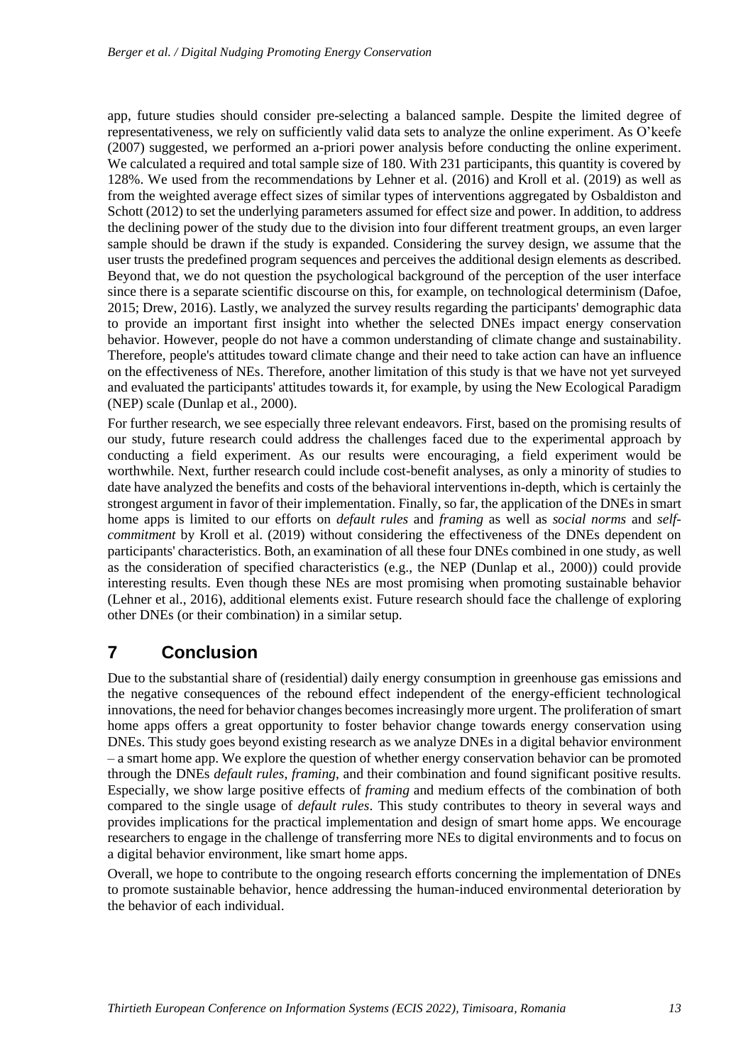app, future studies should consider pre-selecting a balanced sample. Despite the limited degree of representativeness, we rely on sufficiently valid data sets to analyze the online experiment. As O'keefe (2007) suggested, we performed an a-priori power analysis before conducting the online experiment. We calculated a required and total sample size of 180. With 231 participants, this quantity is covered by 128%. We used from the recommendations by Lehner et al. (2016) and Kroll et al. (2019) as well as from the weighted average effect sizes of similar types of interventions aggregated by Osbaldiston and Schott (2012) to set the underlying parameters assumed for effect size and power. In addition, to address the declining power of the study due to the division into four different treatment groups, an even larger sample should be drawn if the study is expanded. Considering the survey design, we assume that the user trusts the predefined program sequences and perceives the additional design elements as described. Beyond that, we do not question the psychological background of the perception of the user interface since there is a separate scientific discourse on this, for example, on technological determinism (Dafoe, 2015; Drew, 2016). Lastly, we analyzed the survey results regarding the participants' demographic data to provide an important first insight into whether the selected DNEs impact energy conservation behavior. However, people do not have a common understanding of climate change and sustainability. Therefore, people's attitudes toward climate change and their need to take action can have an influence on the effectiveness of NEs. Therefore, another limitation of this study is that we have not yet surveyed and evaluated the participants' attitudes towards it, for example, by using the New Ecological Paradigm (NEP) scale (Dunlap et al., 2000).

For further research, we see especially three relevant endeavors. First, based on the promising results of our study, future research could address the challenges faced due to the experimental approach by conducting a field experiment. As our results were encouraging, a field experiment would be worthwhile. Next, further research could include cost-benefit analyses, as only a minority of studies to date have analyzed the benefits and costs of the behavioral interventions in-depth, which is certainly the strongest argument in favor of their implementation. Finally, so far, the application of the DNEs in smart home apps is limited to our efforts on *default rules* and *framing* as well as *social norms* and *self-commitment* by Kroll et al. (2019) without considering the effectiveness of the DNEs dependent on participants' characteristics. Both, an examination of all these four DNEs combined in one study, as well as the consideration of specified characteristics (e.g., the NEP (Dunlap et al., 2000)) could provide interesting results. Even though these NEs are most promising when promoting sustainable behavior (Lehner et al., 2016), additional elements exist. Future research should face the challenge of exploring other DNEs (or their combination) in a similar setup.

# 7 Conclusion

Due to the substantial share of (residential) daily energy consumption in greenhouse gas emissions and the negative consequences of the rebound effect independent of the energy-efficient technological innovations, the need for behavior changes becomes increasingly more urgent. The proliferation of smart home apps offers a great opportunity to foster behavior change towards energy conservation using DNEs. This study goes beyond existing research as we analyze DNEs in a digital behavior environment – a smart home app. We explore the question of whether energy conservation behavior can be promoted through the DNEs *default rules*, *framing*, and their combination and found significant positive results. Especially, we show large positive effects of *framing* and medium effects of the combination of both compared to the single usage of *default rules*. This study contributes to theory in several ways and provides implications for the practical implementation and design of smart home apps. We encourage researchers to engage in the challenge of transferring more NEs to digital environments and to focus on a digital behavior environment, like smart home apps.

Overall, we hope to contribute to the ongoing research efforts concerning the implementation of DNEs to promote sustainable behavior, hence addressing the human-induced environmental deterioration by the behavior of each individual.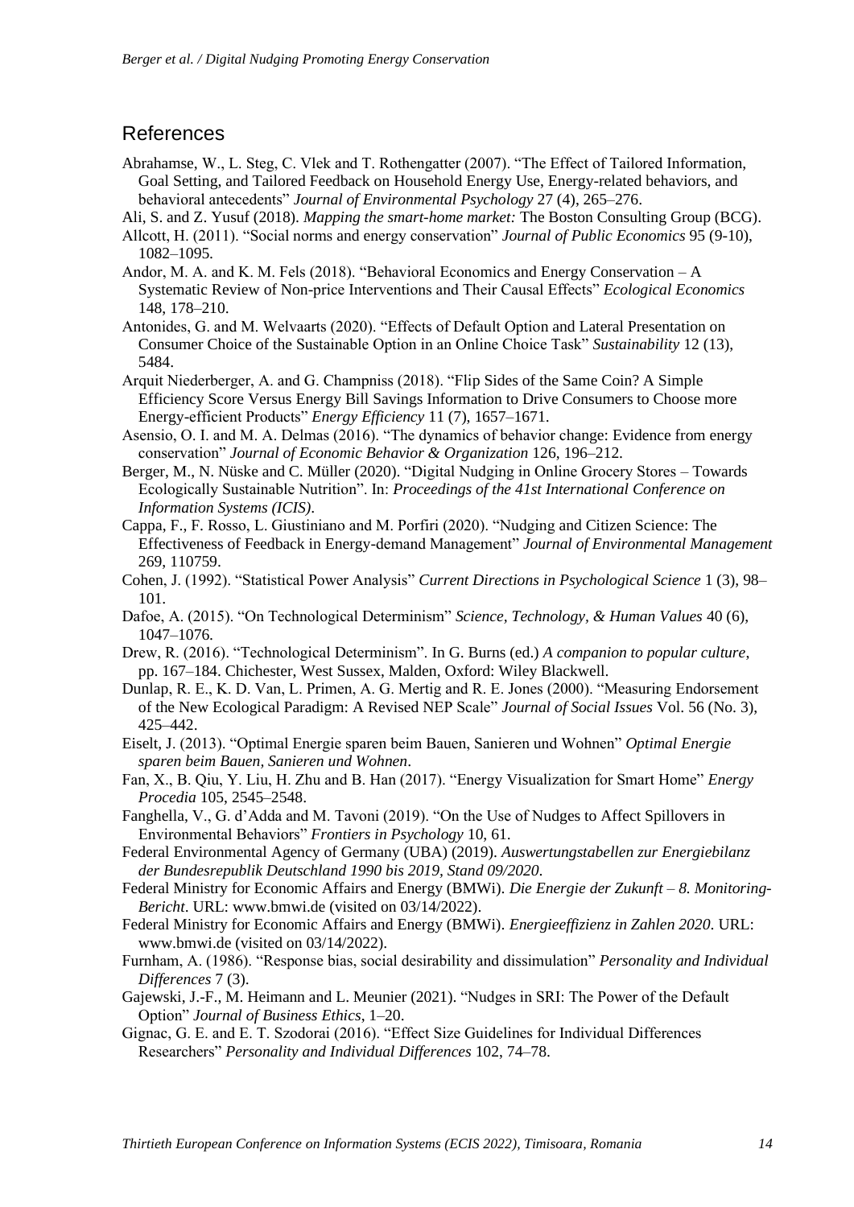## References

Abrahamse, W., L. Steg, C. Vlek and T. Rothengatter (2007). "The Effect of Tailored Information, Goal Setting, and Tailored Feedback on Household Energy Use, Energy-related behaviors, and behavioral antecedents" *Journal of Environmental Psychology* 27 (4), 265–276.

Ali, S. and Z. Yusuf (2018). *Mapping the smart-home market:* The Boston Consulting Group (BCG).

Allcott, H. (2011). "Social norms and energy conservation" *Journal of Public Economics* 95 (9-10), 1082–1095.

Andor, M. A. and K. M. Fels (2018). "Behavioral Economics and Energy Conservation – A Systematic Review of Non-price Interventions and Their Causal Effects" *Ecological Economics* 148, 178–210.

Antonides, G. and M. Welvaarts (2020). "Effects of Default Option and Lateral Presentation on Consumer Choice of the Sustainable Option in an Online Choice Task" *Sustainability* 12 (13), 5484.

Arquit Niederberger, A. and G. Champniss (2018). "Flip Sides of the Same Coin? A Simple Efficiency Score Versus Energy Bill Savings Information to Drive Consumers to Choose more Energy-efficient Products" *Energy Efficiency* 11 (7), 1657–1671.

Asensio, O. I. and M. A. Delmas (2016). "The dynamics of behavior change: Evidence from energy conservation" *Journal of Economic Behavior & Organization* 126, 196–212.

Berger, M., N. Nüske and C. Müller (2020). "Digital Nudging in Online Grocery Stores – Towards Ecologically Sustainable Nutrition". In: *Proceedings of the 41st International Conference on Information Systems (ICIS)*.

Cappa, F., F. Rosso, L. Giustiniano and M. Porfiri (2020). "Nudging and Citizen Science: The Effectiveness of Feedback in Energy-demand Management" *Journal of Environmental Management* 269, 110759.

Cohen, J. (1992). "Statistical Power Analysis" *Current Directions in Psychological Science* 1 (3), 98–101.

Dafoe, A. (2015). "On Technological Determinism" *Science, Technology, & Human Values* 40 (6), 1047–1076.

Drew, R. (2016). "Technological Determinism". In G. Burns (ed.) *A companion to popular culture*, pp. 167–184. Chichester, West Sussex, Malden, Oxford: Wiley Blackwell.

Dunlap, R. E., K. D. Van, L. Primen, A. G. Mertig and R. E. Jones (2000). "Measuring Endorsement of the New Ecological Paradigm: A Revised NEP Scale" *Journal of Social Issues* Vol. 56 (No. 3), 425–442.

Eiselt, J. (2013). "Optimal Energie sparen beim Bauen, Sanieren und Wohnen" *Optimal Energie sparen beim Bauen, Sanieren und Wohnen*.

Fan, X., B. Qiu, Y. Liu, H. Zhu and B. Han (2017). "Energy Visualization for Smart Home" *Energy Procedia* 105, 2545–2548.

Fanghella, V., G. d'Adda and M. Tavoni (2019). "On the Use of Nudges to Affect Spillovers in Environmental Behaviors" *Frontiers in Psychology* 10, 61.

Federal Environmental Agency of Germany (UBA) (2019). *Auswertungstabellen zur Energiebilanz der Bundesrepublik Deutschland 1990 bis 2019, Stand 09/2020*.

Federal Ministry for Economic Affairs and Energy (BMWi). *Die Energie der Zukunft – 8. Monitoring-Bericht*. URL: www.bmwi.de (visited on 03/14/2022).

Federal Ministry for Economic Affairs and Energy (BMWi). *Energieeffizienz in Zahlen 2020*. URL: www.bmwi.de (visited on 03/14/2022).

Furnham, A. (1986). "Response bias, social desirability and dissimulation" *Personality and Individual Differences* 7 (3).

Gajewski, J.-F., M. Heimann and L. Meunier (2021). "Nudges in SRI: The Power of the Default Option" *Journal of Business Ethics*, 1–20.

Gignac, G. E. and E. T. Szodorai (2016). "Effect Size Guidelines for Individual Differences Researchers" *Personality and Individual Differences* 102, 74–78.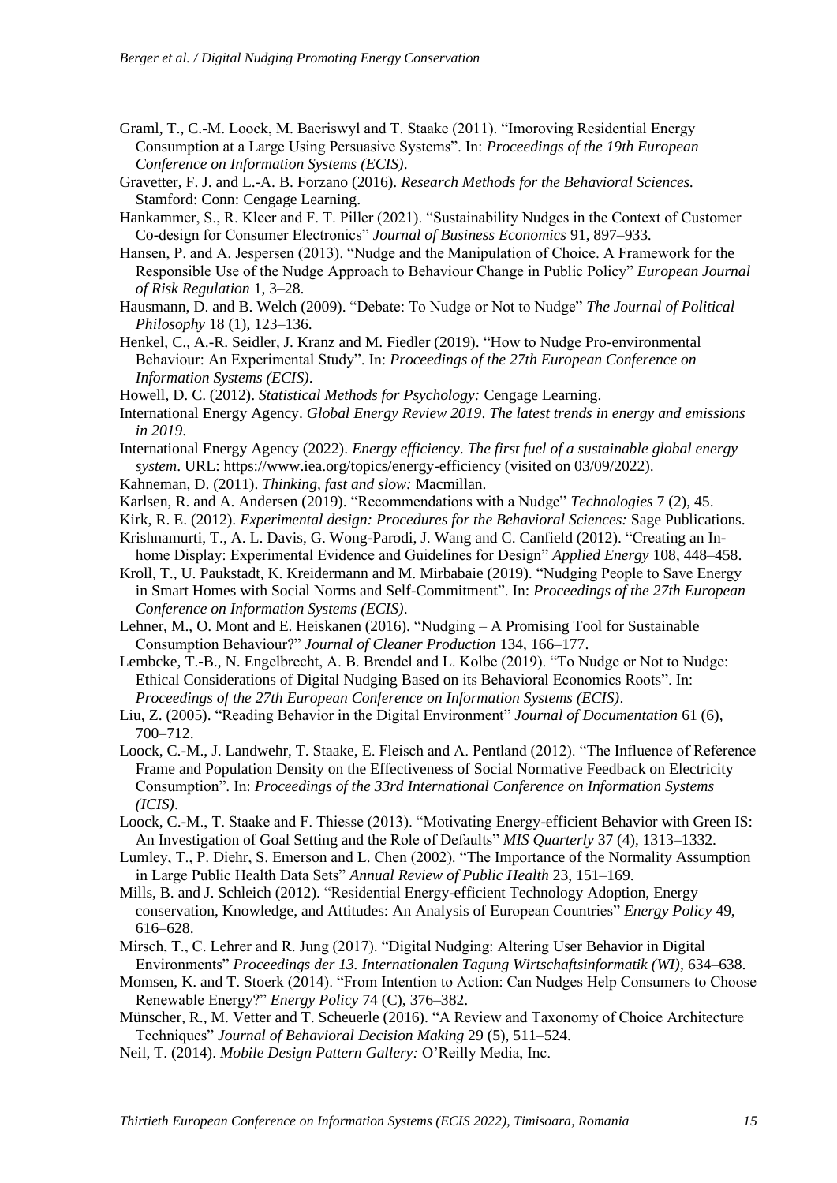Graml, T., C.-M. Loock, M. Baeriswyl and T. Staake (2011). "Imoroving Residential Energy Consumption at a Large Using Persuasive Systems". In: *Proceedings of the 19th European Conference on Information Systems (ECIS)*.

Gravetter, F. J. and L.-A. B. Forzano (2016). *Research Methods for the Behavioral Sciences.* Stamford: Conn: Cengage Learning.

Hankammer, S., R. Kleer and F. T. Piller (2021). "Sustainability Nudges in the Context of Customer Co-design for Consumer Electronics" *Journal of Business Economics* 91, 897–933.

Hansen, P. and A. Jespersen (2013). "Nudge and the Manipulation of Choice. A Framework for the Responsible Use of the Nudge Approach to Behaviour Change in Public Policy" *European Journal of Risk Regulation* 1, 3–28.

Hausmann, D. and B. Welch (2009). "Debate: To Nudge or Not to Nudge" *The Journal of Political Philosophy* 18 (1), 123–136.

Henkel, C., A.-R. Seidler, J. Kranz and M. Fiedler (2019). "How to Nudge Pro-environmental Behaviour: An Experimental Study". In: *Proceedings of the 27th European Conference on Information Systems (ECIS)*.

Howell, D. C. (2012). *Statistical Methods for Psychology:* Cengage Learning.

International Energy Agency. *Global Energy Review 2019*. *The latest trends in energy and emissions in 2019*.

International Energy Agency (2022). *Energy efficiency*. *The first fuel of a sustainable global energy system*. URL: https://www.iea.org/topics/energy-efficiency (visited on 03/09/2022).

Kahneman, D. (2011). *Thinking, fast and slow:* Macmillan.

Karlsen, R. and A. Andersen (2019). "Recommendations with a Nudge" *Technologies* 7 (2), 45.

Kirk, R. E. (2012). *Experimental design: Procedures for the Behavioral Sciences:* Sage Publications.

Krishnamurti, T., A. L. Davis, G. Wong-Parodi, J. Wang and C. Canfield (2012). "Creating an In-home Display: Experimental Evidence and Guidelines for Design" *Applied Energy* 108, 448–458.

Kroll, T., U. Paukstadt, K. Kreidermann and M. Mirbabaie (2019). "Nudging People to Save Energy in Smart Homes with Social Norms and Self-Commitment". In: *Proceedings of the 27th European Conference on Information Systems (ECIS)*.

Lehner, M., O. Mont and E. Heiskanen (2016). "Nudging – A Promising Tool for Sustainable Consumption Behaviour?" *Journal of Cleaner Production* 134, 166–177.

Lembcke, T.-B., N. Engelbrecht, A. B. Brendel and L. Kolbe (2019). "To Nudge or Not to Nudge: Ethical Considerations of Digital Nudging Based on its Behavioral Economics Roots". In: *Proceedings of the 27th European Conference on Information Systems (ECIS)*.

Liu, Z. (2005). "Reading Behavior in the Digital Environment" *Journal of Documentation* 61 (6), 700–712.

Loock, C.-M., J. Landwehr, T. Staake, E. Fleisch and A. Pentland (2012). "The Influence of Reference Frame and Population Density on the Effectiveness of Social Normative Feedback on Electricity Consumption". In: *Proceedings of the 33rd International Conference on Information Systems (ICIS)*.

Loock, C.-M., T. Staake and F. Thiesse (2013). "Motivating Energy-efficient Behavior with Green IS: An Investigation of Goal Setting and the Role of Defaults" *MIS Quarterly* 37 (4), 1313–1332.

Lumley, T., P. Diehr, S. Emerson and L. Chen (2002). "The Importance of the Normality Assumption in Large Public Health Data Sets" *Annual Review of Public Health* 23, 151–169.

Mills, B. and J. Schleich (2012). "Residential Energy-efficient Technology Adoption, Energy conservation, Knowledge, and Attitudes: An Analysis of European Countries" *Energy Policy* 49, 616–628.

Mirsch, T., C. Lehrer and R. Jung (2017). "Digital Nudging: Altering User Behavior in Digital Environments" *Proceedings der 13. Internationalen Tagung Wirtschaftsinformatik (WI)*, 634–638.

Momsen, K. and T. Stoerk (2014). "From Intention to Action: Can Nudges Help Consumers to Choose Renewable Energy?" *Energy Policy* 74 (C), 376–382.

Münscher, R., M. Vetter and T. Scheuerle (2016). "A Review and Taxonomy of Choice Architecture Techniques" *Journal of Behavioral Decision Making* 29 (5), 511–524.

Neil, T. (2014). *Mobile Design Pattern Gallery:* O'Reilly Media, Inc.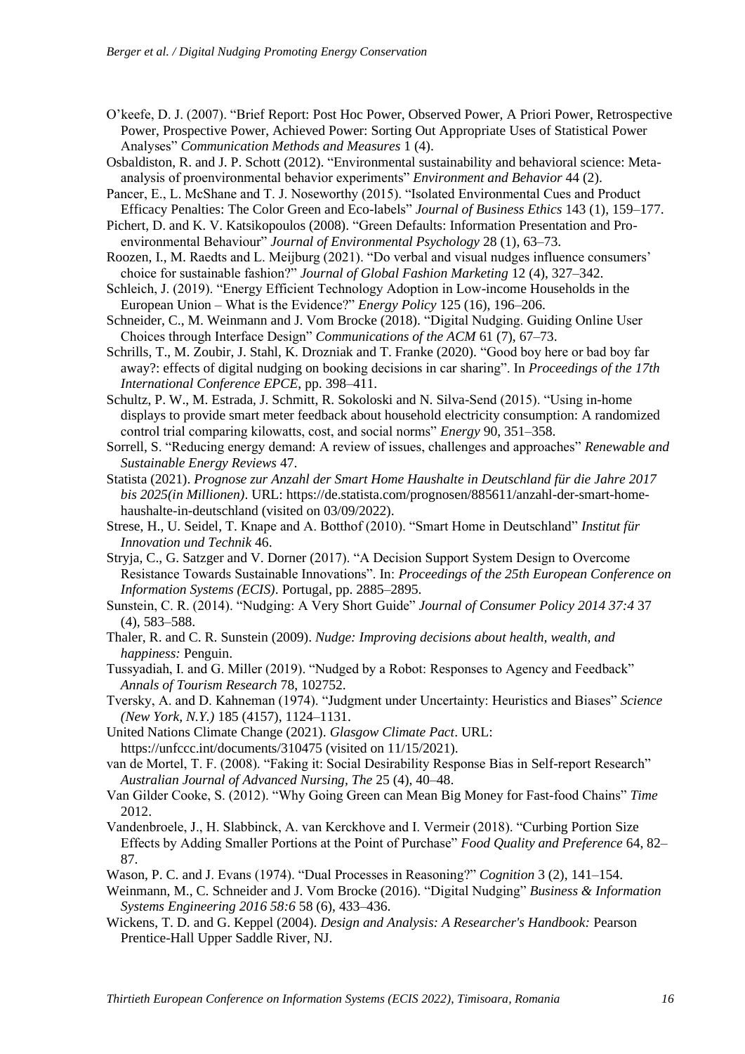O'keefe, D. J. (2007). "Brief Report: Post Hoc Power, Observed Power, A Priori Power, Retrospective Power, Prospective Power, Achieved Power: Sorting Out Appropriate Uses of Statistical Power Analyses" *Communication Methods and Measures* 1 (4).

Osbaldiston, R. and J. P. Schott (2012). "Environmental sustainability and behavioral science: Meta-analysis of proenvironmental behavior experiments" *Environment and Behavior* 44 (2).

Pancer, E., L. McShane and T. J. Noseworthy (2015). "Isolated Environmental Cues and Product Efficacy Penalties: The Color Green and Eco-labels" *Journal of Business Ethics* 143 (1), 159–177.

Pichert, D. and K. V. Katsikopoulos (2008). "Green Defaults: Information Presentation and Pro-environmental Behaviour" *Journal of Environmental Psychology* 28 (1), 63–73.

Roozen, I., M. Raedts and L. Meijburg (2021). "Do verbal and visual nudges influence consumers' choice for sustainable fashion?" *Journal of Global Fashion Marketing* 12 (4), 327–342.

Schleich, J. (2019). "Energy Efficient Technology Adoption in Low-income Households in the European Union – What is the Evidence?" *Energy Policy* 125 (16), 196–206.

Schneider, C., M. Weinmann and J. Vom Brocke (2018). "Digital Nudging. Guiding Online User Choices through Interface Design" *Communications of the ACM* 61 (7), 67–73.

Schrills, T., M. Zoubir, J. Stahl, K. Drozniak and T. Franke (2020). "Good boy here or bad boy far away?: effects of digital nudging on booking decisions in car sharing". In *Proceedings of the 17th International Conference EPCE*, pp. 398–411.

Schultz, P. W., M. Estrada, J. Schmitt, R. Sokoloski and N. Silva-Send (2015). "Using in-home displays to provide smart meter feedback about household electricity consumption: A randomized control trial comparing kilowatts, cost, and social norms" *Energy* 90, 351–358.

Sorrell, S. "Reducing energy demand: A review of issues, challenges and approaches" *Renewable and Sustainable Energy Reviews* 47.

Statista (2021). *Prognose zur Anzahl der Smart Home Haushalte in Deutschland für die Jahre 2017 bis 2025(in Millionen)*. URL: https://de.statista.com/prognosen/885611/anzahl-der-smart-home-haushalte-in-deutschland (visited on 03/09/2022).

Strese, H., U. Seidel, T. Knape and A. Botthof (2010). "Smart Home in Deutschland" *Institut für Innovation und Technik* 46.

Stryja, C., G. Satzger and V. Dorner (2017). "A Decision Support System Design to Overcome Resistance Towards Sustainable Innovations". In: *Proceedings of the 25th European Conference on Information Systems (ECIS)*. Portugal, pp. 2885–2895.

Sunstein, C. R. (2014). "Nudging: A Very Short Guide" *Journal of Consumer Policy 2014 37:4* 37 (4), 583–588.

Thaler, R. and C. R. Sunstein (2009). *Nudge: Improving decisions about health, wealth, and happiness:* Penguin.

Tussyadiah, I. and G. Miller (2019). "Nudged by a Robot: Responses to Agency and Feedback" *Annals of Tourism Research* 78, 102752.

Tversky, A. and D. Kahneman (1974). "Judgment under Uncertainty: Heuristics and Biases" *Science (New York, N.Y.)* 185 (4157), 1124–1131.

United Nations Climate Change (2021). *Glasgow Climate Pact*. URL: https://unfccc.int/documents/310475 (visited on 11/15/2021).

van de Mortel, T. F. (2008). "Faking it: Social Desirability Response Bias in Self-report Research" *Australian Journal of Advanced Nursing, The* 25 (4), 40–48.

Van Gilder Cooke, S. (2012). "Why Going Green can Mean Big Money for Fast-food Chains" *Time* 2012.

Vandenbroele, J., H. Slabbinck, A. van Kerckhove and I. Vermeir (2018). "Curbing Portion Size Effects by Adding Smaller Portions at the Point of Purchase" *Food Quality and Preference* 64, 82–87.

Wason, P. C. and J. Evans (1974). "Dual Processes in Reasoning?" *Cognition* 3 (2), 141–154.

Weinmann, M., C. Schneider and J. Vom Brocke (2016). "Digital Nudging" *Business & Information Systems Engineering 2016 58:6* 58 (6), 433–436.

Wickens, T. D. and G. Keppel (2004). *Design and Analysis: A Researcher's Handbook:* Pearson Prentice-Hall Upper Saddle River, NJ.